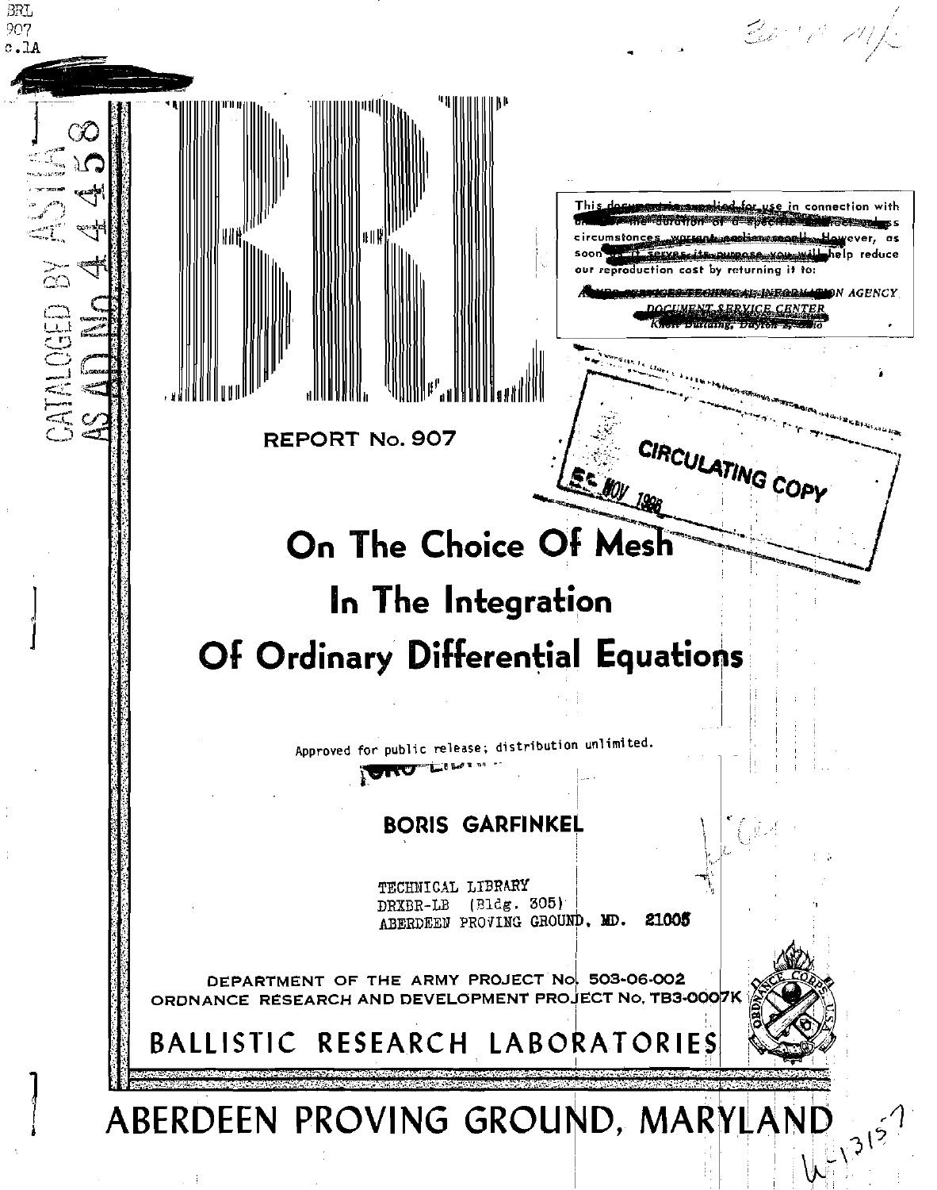BRL
907
c.1A

CATALOGED BY ASTIA AS AD No. 44458

This document is supplied for use in connection with ... circumstances ... However, as soon ... you will help reduce our reproduction cost by returning it to:

ARMED SERVICES TECHNICAL INFORMATION AGENCY
DOCUMENT SERVICE CENTER
Knott Building, Dayton 2, Ohio

# BRL

REPORT No. 907

CIRCULATING COPY

# On The Choice Of Mesh In The Integration Of Ordinary Differential Equations

Approved for public release; distribution unlimited.

**BORIS GARFINKEL**

TECHNICAL LIBRARY
DRXBR-LB (Bldg. 305)
ABERDEEN PROVING GROUND, MD. 21005

DEPARTMENT OF THE ARMY PROJECT No. 503-06-002
ORDNANCE RESEARCH AND DEVELOPMENT PROJECT No. TB3-0007K

BALLISTIC RESEARCH LABORATORIES

ABERDEEN PROVING GROUND, MARYLAND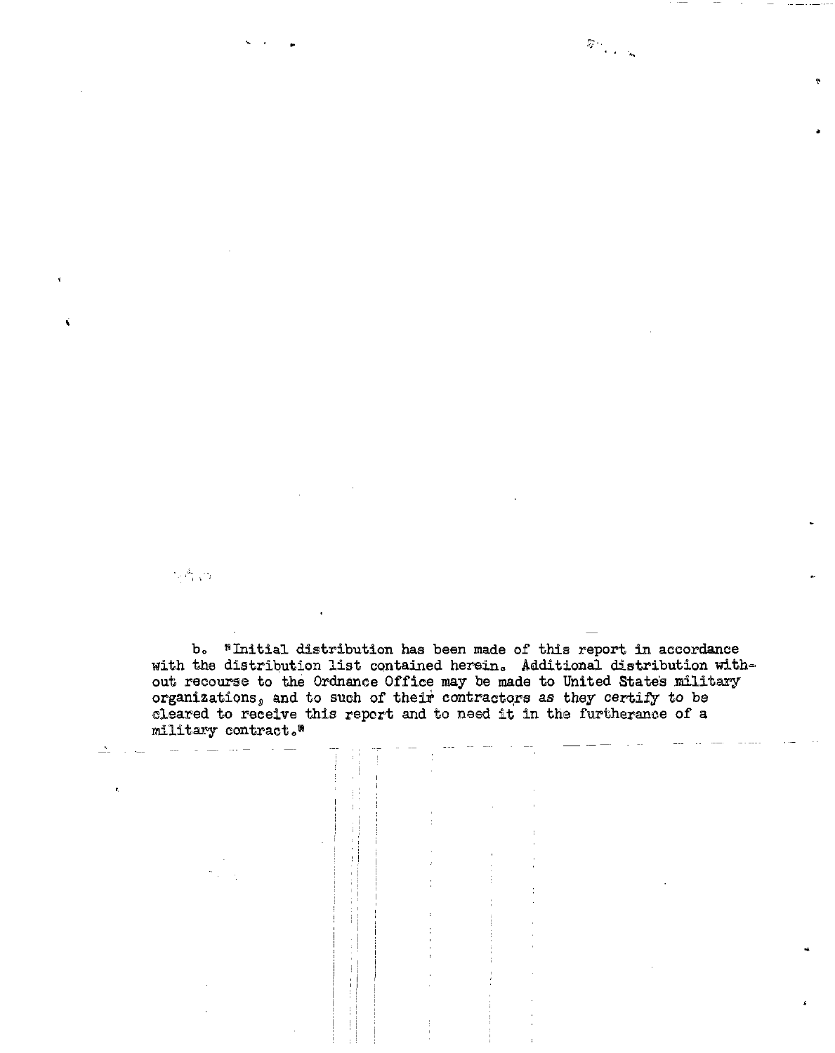b. "Initial distribution has been made of this report in accordance with the distribution list contained herein. Additional distribution without recourse to the Ordnance Office may be made to United States military organizations, and to such of their contractors as they certify to be cleared to receive this report and to need it in the furtherance of a military contract."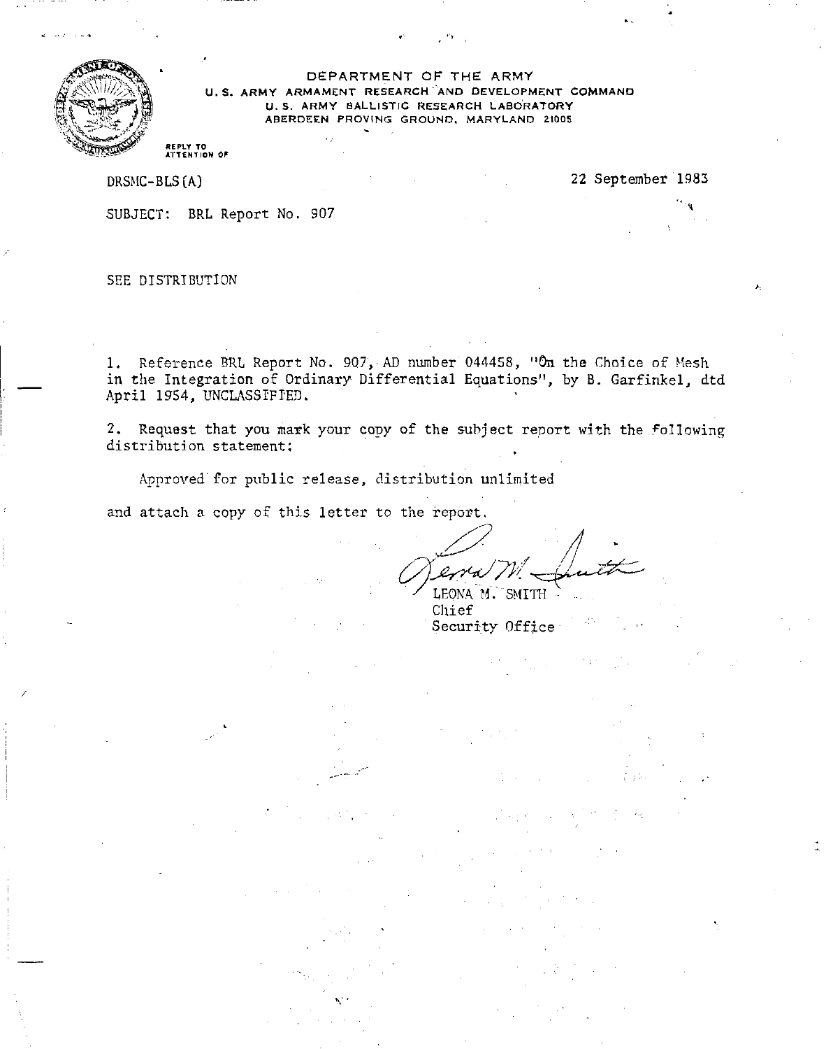DEPARTMENT OF THE ARMY
U.S. ARMY ARMAMENT RESEARCH AND DEVELOPMENT COMMAND
U.S. ARMY BALLISTIC RESEARCH LABORATORY
ABERDEEN PROVING GROUND, MARYLAND 21005

REPLY TO ATTENTION OF

DRSMC-BLS(A)

22 September 1983

SUBJECT: BRL Report No. 907

SEE DISTRIBUTION

1. Reference BRL Report No. 907, AD number 044458, "On the Choice of Mesh in the Integration of Ordinary Differential Equations", by B. Garfinkel, dtd April 1954, UNCLASSIFIED.

2. Request that you mark your copy of the subject report with the following distribution statement:

Approved for public release, distribution unlimited

and attach a copy of this letter to the report.

LEONA M. SMITH
Chief
Security Office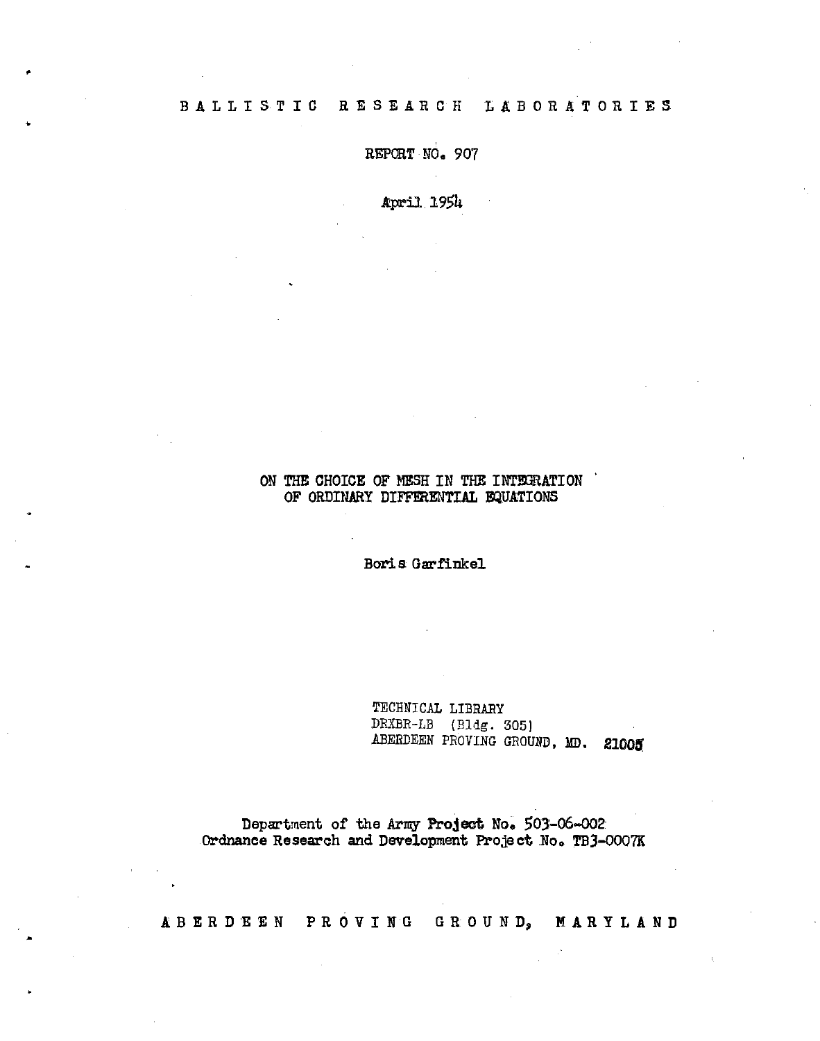BALLISTIC RESEARCH LABORATORIES

REPORT NO. 907

April 1954

# ON THE CHOICE OF MESH IN THE INTEGRATION OF ORDINARY DIFFERENTIAL EQUATIONS

Boris Garfinkel

TECHNICAL LIBRARY
DRXBR-LB (Bldg. 305)
ABERDEEN PROVING GROUND, MD. 21005

Department of the Army Project No. 503-06-002
Ordnance Research and Development Project No. TB3-0007K

ABERDEEN PROVING GROUND, MARYLAND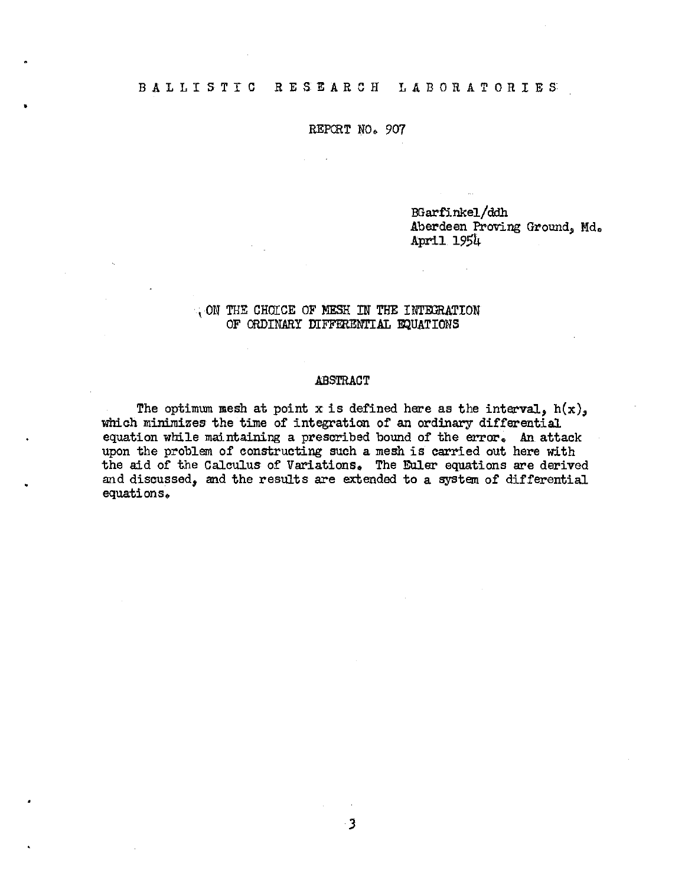# BALLISTIC RESEARCH LABORATORIES

REPORT NO. 907

BGarfinkel/ddh
Aberdeen Proving Ground, Md.
April 1954

## ON THE CHOICE OF MESH IN THE INTEGRATION OF ORDINARY DIFFERENTIAL EQUATIONS

### ABSTRACT

The optimum mesh at point x is defined here as the interval, $h(x)$, which minimizes the time of integration of an ordinary differential equation while maintaining a prescribed bound of the error. An attack upon the problem of constructing such a mesh is carried out here with the aid of the Calculus of Variations. The Euler equations are derived and discussed, and the results are extended to a system of differential equations.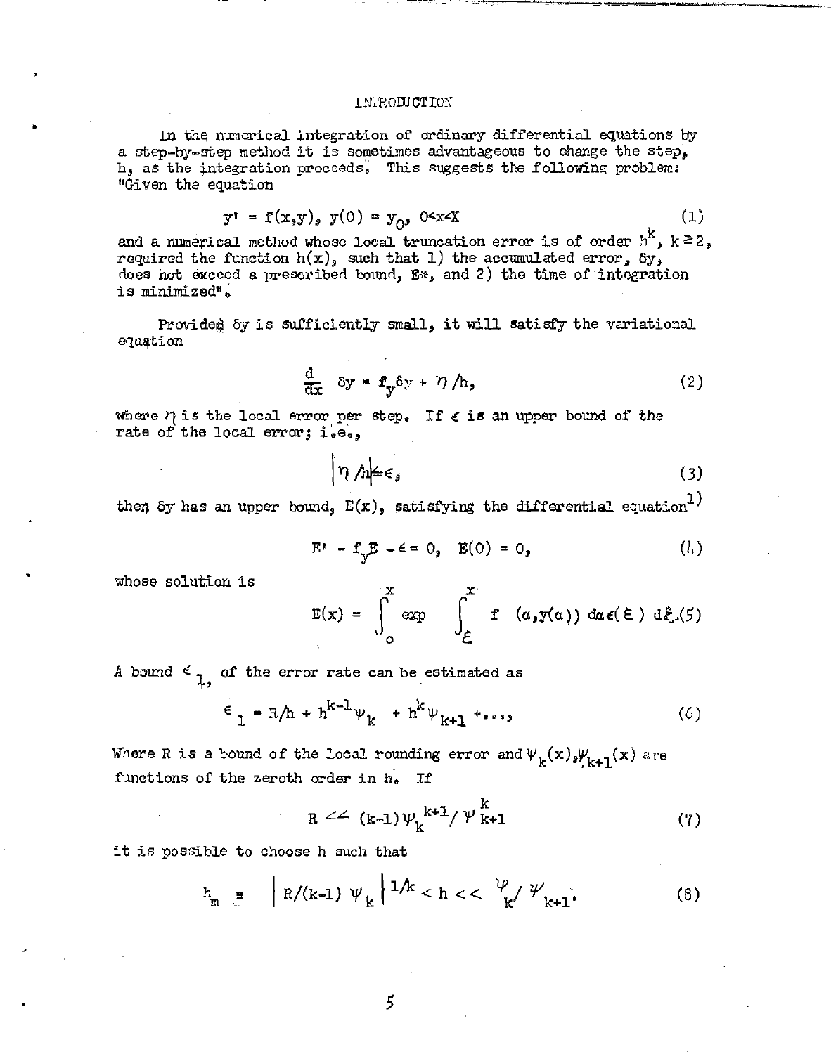# INTRODUCTION

In the numerical integration of ordinary differential equations by a step-by-step method it is sometimes advantageous to change the step, h, as the integration proceeds. This suggests the following problem: "Given the equation

$$y' = f(x,y),\ y(0) = y_0,\ 0<x<X \tag{1}$$

and a numerical method whose local truncation error is of order $h^k$, $k \geq 2$, required the function $h(x)$, such that 1) the accumulated error, $\delta y$, does not exceed a prescribed bound, $E*$, and 2) the time of integration is minimized".

Provided $\delta y$ is sufficiently small, it will satisfy the variational equation

$$\frac{d}{dx}\ \delta y = f_y \delta y + \eta / h, \tag{2}$$

where $\eta$ is the local error per step. If $\epsilon$ is an upper bound of the rate of the local error; i.e.,

$$|\eta / h| \leq \epsilon, \tag{3}$$

then $\delta y$ has an upper bound, $E(x)$, satisfying the differential equation[1]

$$E' - f_y E - \epsilon = 0,\quad E(0) = 0, \tag{4}$$

whose solution is

$$E(x) = \int_0^x \exp \int_\xi^x f\ (\alpha, y(\alpha))\ d\alpha\, \epsilon(\xi)\ d\xi. \tag{5}$$

A bound $\epsilon_1$, of the error rate can be estimated as

$$\epsilon_1 = R/h + h^{k-1}\psi_k + h^k \psi_{k+1} + \ldots, \tag{6}$$

Where R is a bound of the local rounding error and $\psi_k(x), \psi_{k+1}(x)$ are functions of the zeroth order in h. If

$$R << (k-1)\psi_k^{k+1} / \psi_{k+1}^{k} \tag{7}$$

it is possible to choose h such that

$$h_m \equiv \left| R/(k-1)\ \psi_k \right|^{1/k} < h << \psi_k / \psi_{k+1}. \tag{8}$$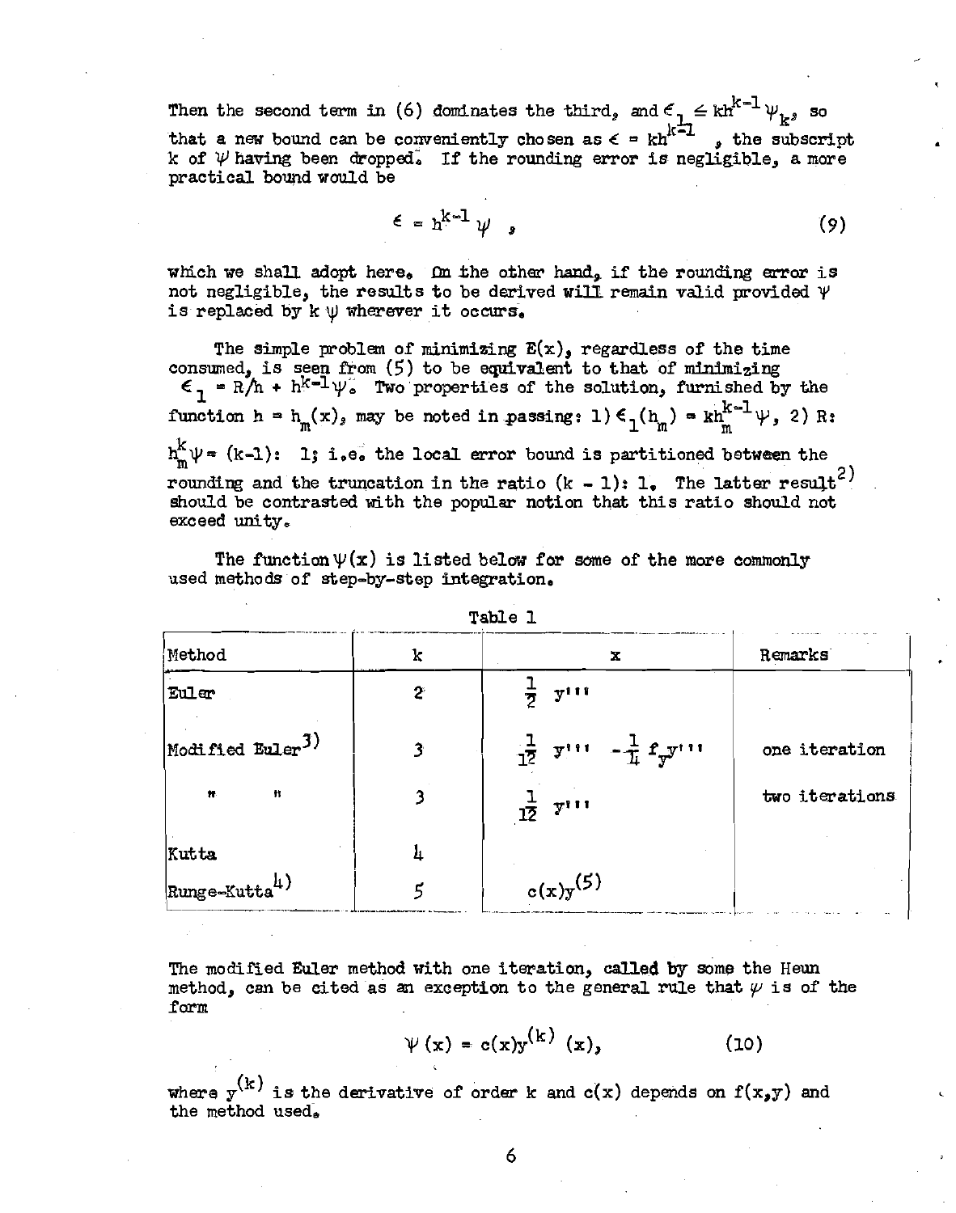Then the second term in (6) dominates the third, and $\epsilon_1 \leq kh^{k-1}\psi_k$, so that a new bound can be conveniently chosen as $\epsilon = kh^{k-1}$, the subscript k of $\psi$ having been dropped. If the rounding error is negligible, a more practical bound would be

$$\epsilon = h^{k-1}\psi \quad , \tag{9}$$

which we shall adopt here. On the other hand, if the rounding error is not negligible, the results to be derived will remain valid provided $\psi$ is replaced by $k\,\psi$ wherever it occurs.

The simple problem of minimizing $E(x)$, regardless of the time consumed, is seen from (5) to be equivalent to that of minimizing $\epsilon_1 = R/h + h^{k-1}\psi$. Two properties of the solution, furnished by the function $h = h_m(x)$, may be noted in passing: 1) $\epsilon_1(h_m) = kh_m^{k-1}\psi$, 2) $R : h_m^k\psi = (k-1) : 1$; i.e. the local error bound is partitioned between the rounding and the truncation in the ratio $(k - 1) : 1$. The latter result[2] should be contrasted with the popular notion that this ratio should not exceed unity.

The function $\psi(x)$ is listed below for some of the more commonly used methods of step-by-step integration.

Table 1

| Method | k | x | Remarks |
|---|---|---|---|
| Euler | 2 | $\frac{1}{2}\ y'''$ | |
| Modified Euler[3] | 3 | $\frac{1}{12}\ y''' \ -\frac{1}{4}\ f_y y'''$ | one iteration |
| " " | 3 | $\frac{1}{12}\ y'''$ | two iterations |
| Kutta | 4 | | |
| Runge-Kutta[4] | 5 | $c(x)y^{(5)}$ | |

The modified Euler method with one iteration, called by some the Heun method, can be cited as an exception to the general rule that $\psi$ is of the form

$$\psi(x) = c(x)y^{(k)}(x), \tag{10}$$

where $y^{(k)}$ is the derivative of order k and $c(x)$ depends on $f(x,y)$ and the method used.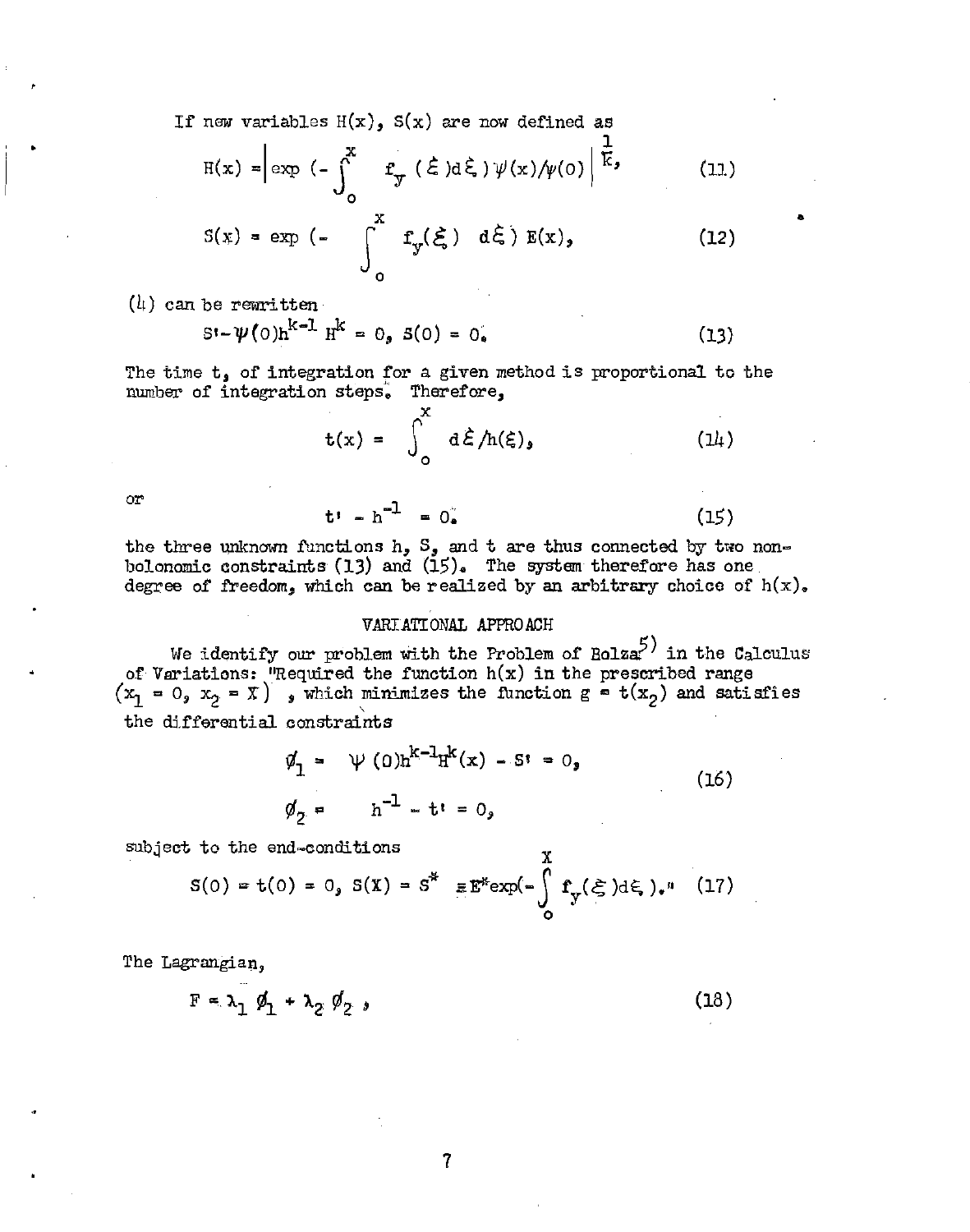If new variables $H(x)$, $S(x)$ are now defined as

$$H(x) = \left| \exp \left(- \int_0^x f_y(\xi) d\xi\right) \psi(x)/\psi(0) \right|^{\frac{1}{k}}, \tag{11}$$

$$S(x) = \exp \left(- \int_0^x f_y(\xi) \; d\xi\right) E(x), \tag{12}$$

(4) can be rewritten

$$S' - \psi(0) h^{k-1} H^k = 0, \; S(0) = 0. \tag{13}$$

The time $t$, of integration for a given method is proportional to the number of integration steps. Therefore,

$$t(x) = \int_0^x d\xi / h(\xi), \tag{14}$$

or

$$t' - h^{-1} = 0. \tag{15}$$

the three unknown functions $h$, $S$, and $t$ are thus connected by two non-holonomic constraints (13) and (15). The system therefore has one degree of freedom, which can be realized by an arbitrary choice of $h(x)$.

## VARIATIONAL APPROACH

We identify our problem with the Problem of Bolza[5] in the Calculus of Variations: "Required the function $h(x)$ in the prescribed range $(x_1 = 0, \; x_2 = X)$, which minimizes the function $g = t(x_2)$ and satisfies the differential constraints

$$\begin{aligned} \phi_1 &= \psi(0) h^{k-1} H^k(x) - S' = 0, \\ \phi_2 &= h^{-1} - t' = 0, \end{aligned} \tag{16}$$

subject to the end-conditions

$$S(0) = t(0) = 0, \; S(X) = S^* \equiv E^* \exp\left(- \int_0^X f_y(\xi) d\xi\right)." \tag{17}$$

The Lagrangian,

$$F = \lambda_1 \phi_1 + \lambda_2 \phi_2 , \tag{18}$$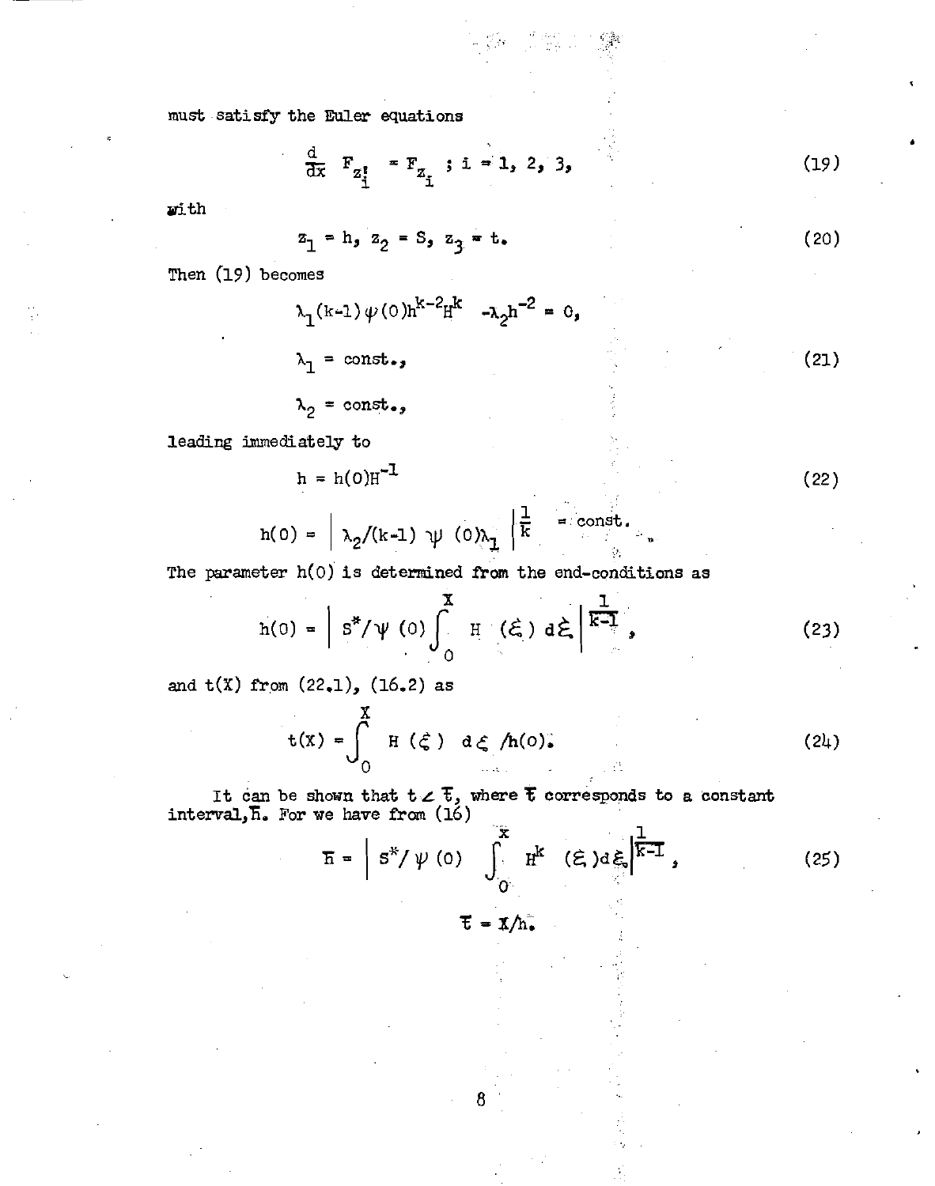must satisfy the Euler equations

$$\frac{d}{dx} F_{z_i'} = F_{z_i} \; ; \; i = 1, 2, 3, \tag{19}$$

with

$$z_1 = h, \; z_2 = S, \; z_3 = t. \tag{20}$$

Then (19) becomes

$$\lambda_1 (k-1) \psi(0) h^{k-2} H^k \; - \lambda_2 h^{-2} = 0,$$

$$\lambda_1 = \text{const.}, \tag{21}$$

$$\lambda_2 = \text{const.},$$

leading immediately to

$$h = h(0) H^{-1} \tag{22}$$

$$h(0) = \left| \lambda_2 / (k-1) \; \psi \; (0) \lambda_1 \right|^{\frac{1}{k}} = \text{const.}$$

The parameter h(0) is determined from the end-conditions as

$$h(0) = \left| S^* / \psi \; (0) \int_0^X H \; (\xi) \; d\xi \right|^{\frac{1}{k-1}}, \tag{23}$$

and t(X) from (22.1), (16.2) as

$$t(X) = \int_0^X H \; (\xi) \; d\xi \; / h(0). \tag{24}$$

It can be shown that $t < \bar{t}$, where $\bar{t}$ corresponds to a constant interval, $\bar{h}$. For we have from (16)

$$\bar{h} = \left| S^* / \psi \; (0) \int_0^X H^k \; (\xi) d\xi \right|^{\frac{1}{k-1}}, \tag{25}$$

$$\bar{t} = X / \bar{h}.$$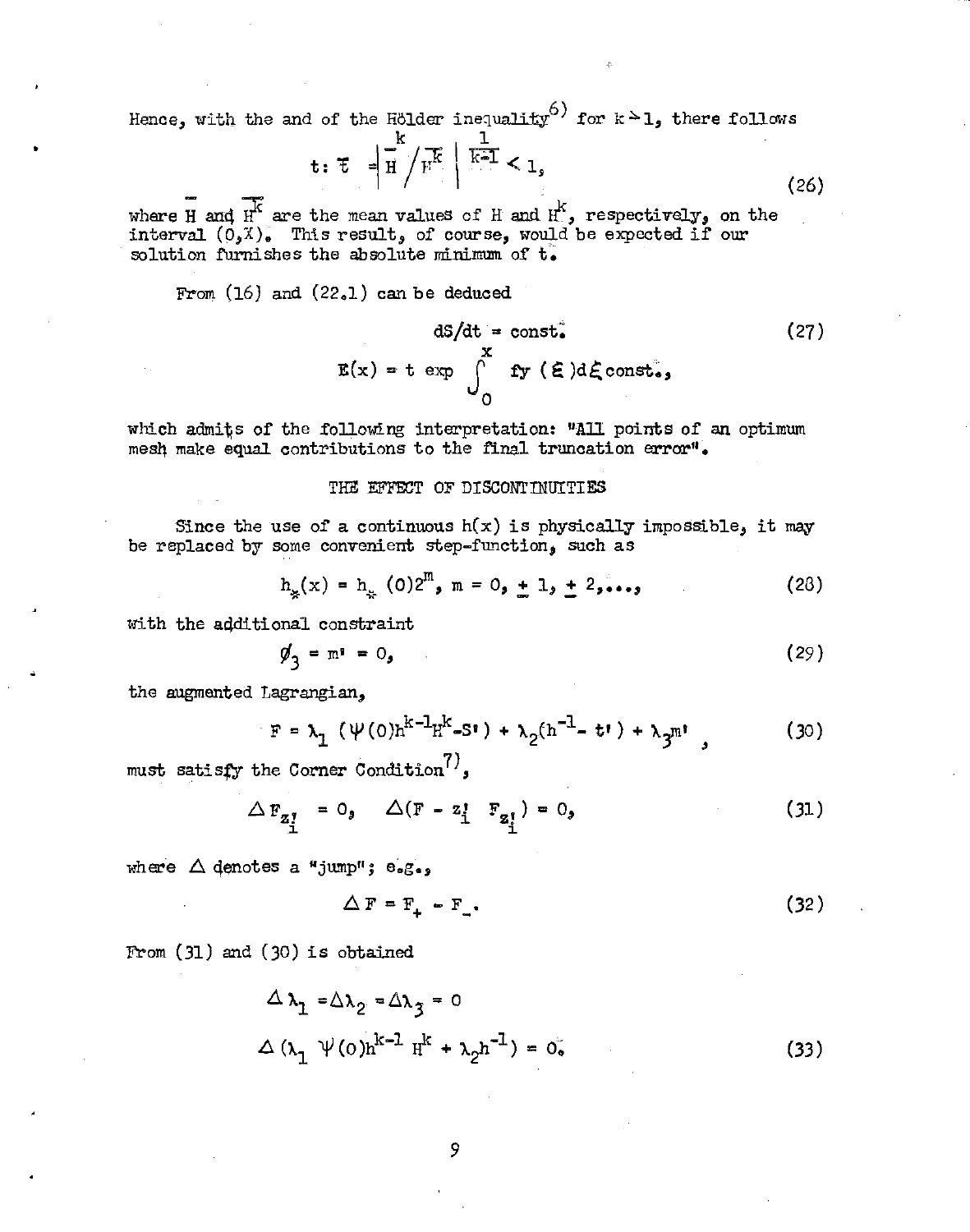Hence, with the and of the Hölder inequality[6] for $k \geq 1$, there follows

$$t : \bar{t} = \left| \bar{H}^{k} / \overline{H^{k}} \right|^{\frac{1}{k-1}} < 1, \tag{26}$$

where $\bar{H}$ and $\overline{H^k}$ are the mean values of H and $H^k$, respectively, on the interval $(0,X)$. This result, of course, would be expected if our solution furnishes the absolute minimum of t.

From (16) and (22.1) can be deduced

$$dS/dt = \text{const.} \tag{27}$$

$$E(x) = t \exp \int_0^x fy\,(\xi)d\xi\,\text{const.},$$

which admits of the following interpretation: "All points of an optimum mesh make equal contributions to the final truncation error".

## THE EFFECT OF DISCONTINUITIES

Since the use of a continuous $h(x)$ is physically impossible, it may be replaced by some convenient step-function, such as

$$h_*(x) = h_*(0)2^m, \; m = 0, \pm 1, \pm 2, \ldots, \tag{28}$$

with the additional constraint

$$\phi_3 = m' = 0, \tag{29}$$

the augmented Lagrangian,

$$F = \lambda_1 \left(\Psi(0)h^{k-1}H^k - S'\right) + \lambda_2(h^{-1} - t') + \lambda_3 m' \tag{30}$$

must satisfy the Corner Condition[7],

$$\Delta F_{z_i'} = 0, \quad \Delta(F - z_i' \; F_{z_i'}) = 0, \tag{31}$$

where $\Delta$ denotes a "jump"; e.g.,

$$\Delta F = F_+ - F_- . \tag{32}$$

From (31) and (30) is obtained

$$\Delta\lambda_1 = \Delta\lambda_2 = \Delta\lambda_3 = 0$$

$$\Delta\left(\lambda_1 \; \Psi(0)h^{k-1} \, H^k + \lambda_2 h^{-1}\right) = 0. \tag{33}$$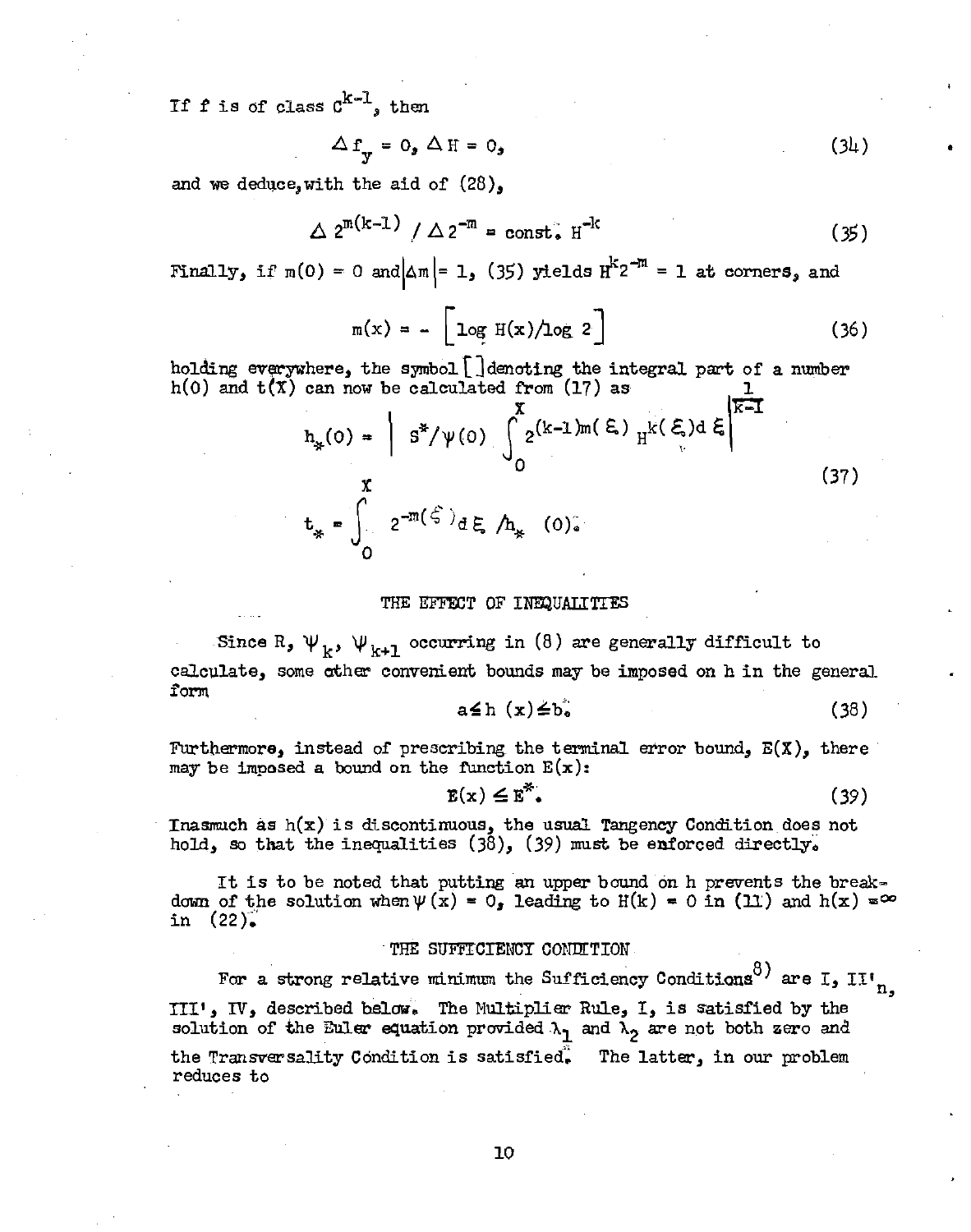If f is of class $C^{k-1}$, then

$$\Delta f_y = 0, \; \Delta H = 0, \tag{34}$$

and we deduce, with the aid of (28),

$$\Delta\, 2^{m(k-1)} \,/\, \Delta\, 2^{-m} = \text{const.}\; H^{-k} \tag{35}$$

Finally, if $m(0) = 0$ and $|\Delta m| = 1$, (35) yields $H^k 2^{-m} = 1$ at corners, and

$$m(x) = -\left[\log H(x)/\log 2\right] \tag{36}$$

holding everywhere, the symbol [ ] denoting the integral part of a number $h(0)$ and $t(X)$ can now be calculated from (17) as

$$\begin{aligned} h_*(0) &= \left| S^*/\psi(0) \int_0^X 2^{(k-1)m(\xi)} H^k(\xi)\, d\xi \right|^{\frac{1}{k-1}} \\ t_* &= \int_0^X 2^{-m(\xi)}\, d\xi \,/ h_*(0). \end{aligned} \tag{37}$$

## THE EFFECT OF INEQUALITIES

Since $R$, $\psi_k$, $\psi_{k+1}$ occurring in (8) are generally difficult to calculate, some other convenient bounds may be imposed on h in the general form

$$a \leq h(x) \leq b. \tag{38}$$

Furthermore, instead of prescribing the terminal error bound, $E(X)$, there may be imposed a bound on the function $E(x)$:

$$E(x) \leq E^*. \tag{39}$$

Inasmuch as $h(x)$ is discontinuous, the usual Tangency Condition does not hold, so that the inequalities (38), (39) must be enforced directly.

It is to be noted that putting an upper bound on h prevents the breakdown of the solution when $\psi(x) = 0$, leading to $H(k) = 0$ in (11) and $h(x) = \infty$ in (22).

## THE SUFFICIENCY CONDITION

For a strong relative minimum the Sufficiency Conditions[8] are I, $II'_n$, III', IV, described below. The Multiplier Rule, I, is satisfied by the solution of the Euler equation provided $\lambda_1$ and $\lambda_2$ are not both zero and the Transversality Condition is satisfied. The latter, in our problem reduces to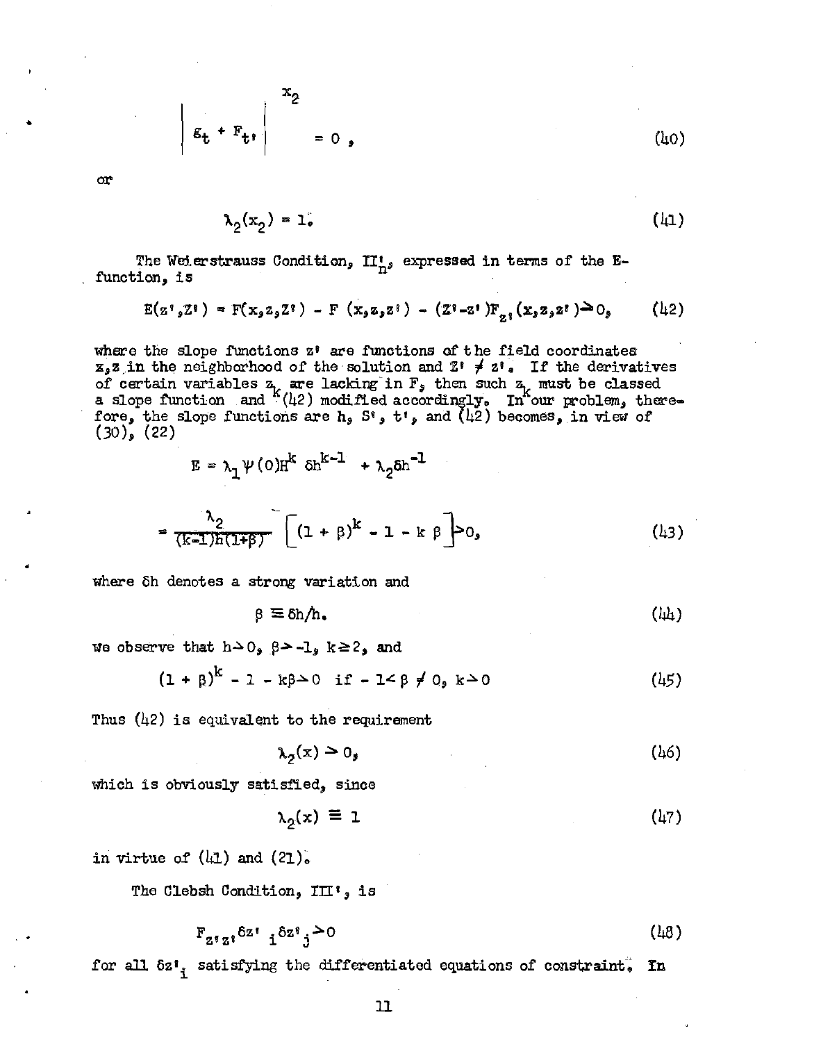$$\left| g_t + F_{t'} \right|^{x_2} = 0 , \tag{40}$$

or

$$\lambda_2(x_2) = 1. \tag{41}$$

The Weierstrauss Condition, $II'_n$, expressed in terms of the E-function, is

$$E(z',Z') = F(x,z,Z') - F(x,z,z') - (Z'-z')F_{z'}(x,z,z') \geq 0, \tag{42}$$

where the slope functions $z'$ are functions of the field coordinates $x,z$ in the neighborhood of the solution and $Z' \neq z'$. If the derivatives of certain variables $z_k$ are lacking in F, then such $z_k$ must be classed a slope function and (42) modified accordingly. In our problem, therefore, the slope functions are $h$, $S'$, $t'$, and (42) becomes, in view of (30), (22)

$$E = \lambda_1 \psi(0) H^k \, \delta h^{k-1} + \lambda_2 \delta h^{-1}$$

$$= \frac{\lambda_2}{(k-1)h(1+\beta)} \left[ (1+\beta)^k - 1 - k\beta \right] \geq 0, \tag{43}$$

where $\delta h$ denotes a strong variation and

$$\beta \equiv \delta h / h. \tag{44}$$

We observe that $h \geq 0$, $\beta \geq -1$, $k \geq 2$, and

$$(1+\beta)^k - 1 - k\beta \geq 0 \quad \text{if } -1 < \beta \neq 0, \ k \geq 0 \tag{45}$$

Thus (42) is equivalent to the requirement

$$\lambda_2(x) \geq 0, \tag{46}$$

which is obviously satisfied, since

$$\lambda_2(x) \equiv 1 \tag{47}$$

in virtue of (41) and (21).

The Clebsh Condition, III', is

$$F_{z'z'} \delta z'_i \delta z'_j \geq 0 \tag{48}$$

for all $\delta z'_i$ satisfying the differentiated equations of constraint. In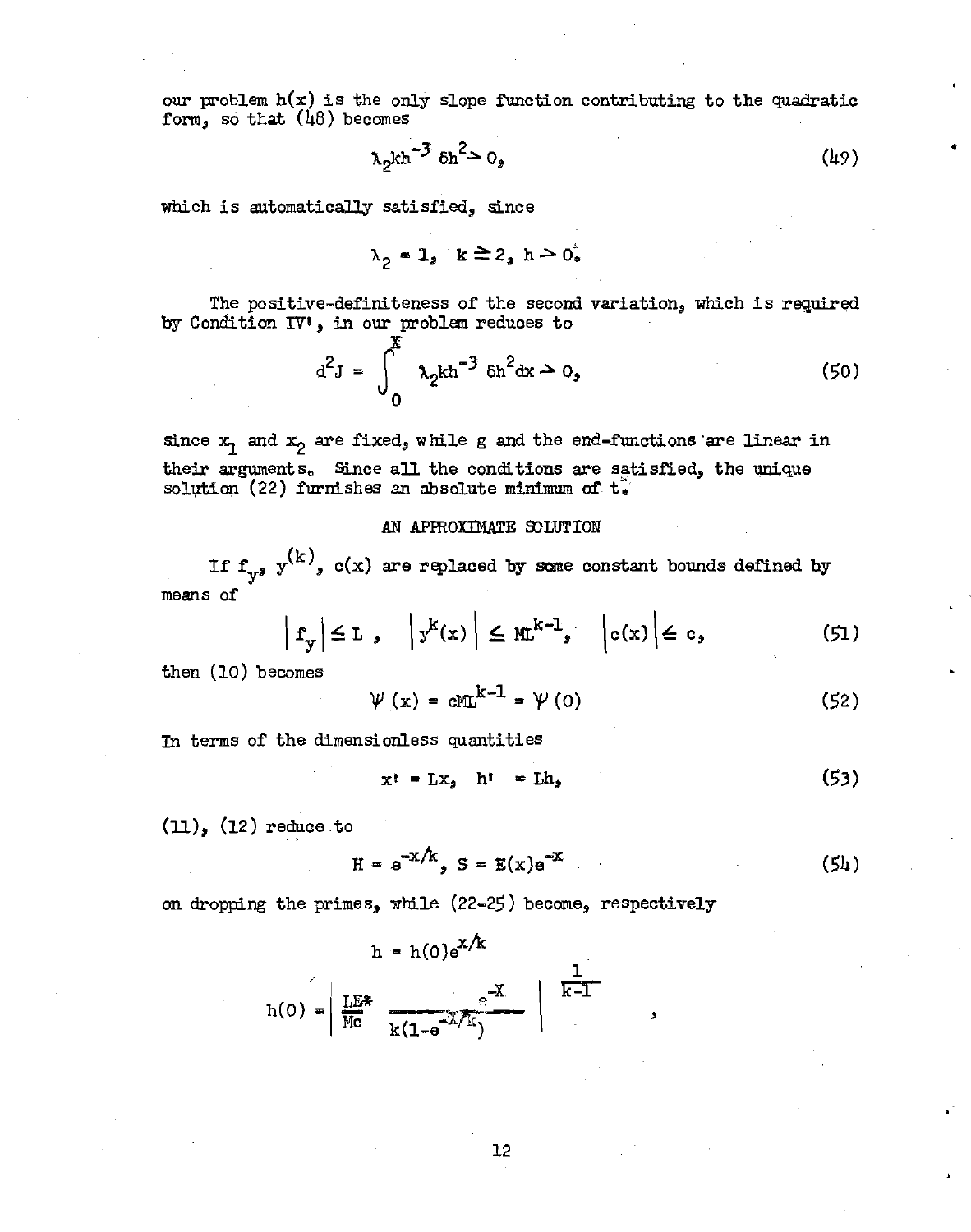our problem $h(x)$ is the only slope function contributing to the quadratic form, so that (48) becomes

$$\lambda_2 k h^{-3} \, \delta h^2 > 0, \tag{49}$$

which is automatically satisfied, since

$$\lambda_2 = 1, \quad k \geq 2, \quad h > 0.$$

The positive-definiteness of the second variation, which is required by Condition IV', in our problem reduces to

$$d^2 J = \int_0^X \lambda_2 k h^{-3} \, \delta h^2 dx > 0, \tag{50}$$

since $x_1$ and $x_2$ are fixed, while $g$ and the end-functions are linear in their arguments. Since all the conditions are satisfied, the unique solution (22) furnishes an absolute minimum of $t$.

## AN APPROXIMATE SOLUTION

If $f_y$, $y^{(k)}$, $c(x)$ are replaced by some constant bounds defined by means of

$$\left| f_y \right| \leq L, \quad \left| y^k(x) \right| \leq ML^{k-1}, \quad \left| c(x) \right| \leq c, \tag{51}$$

then (10) becomes

$$\Psi(x) = cML^{k-1} = \Psi(0) \tag{52}$$

In terms of the dimensionless quantities

$$x' = Lx, \quad h' = Lh, \tag{53}$$

(11), (12) reduce to

$$H = e^{-x/k}, \quad S = E(x)e^{-x} \tag{54}$$

on dropping the primes, while (22-25) become, respectively

$$h = h(0)e^{x/k}$$

$$h(0) = \left| \frac{LE^*}{Mc} \, \frac{e^{-X}}{k(1-e^{-X/k})} \right|^{\frac{1}{k-1}},$$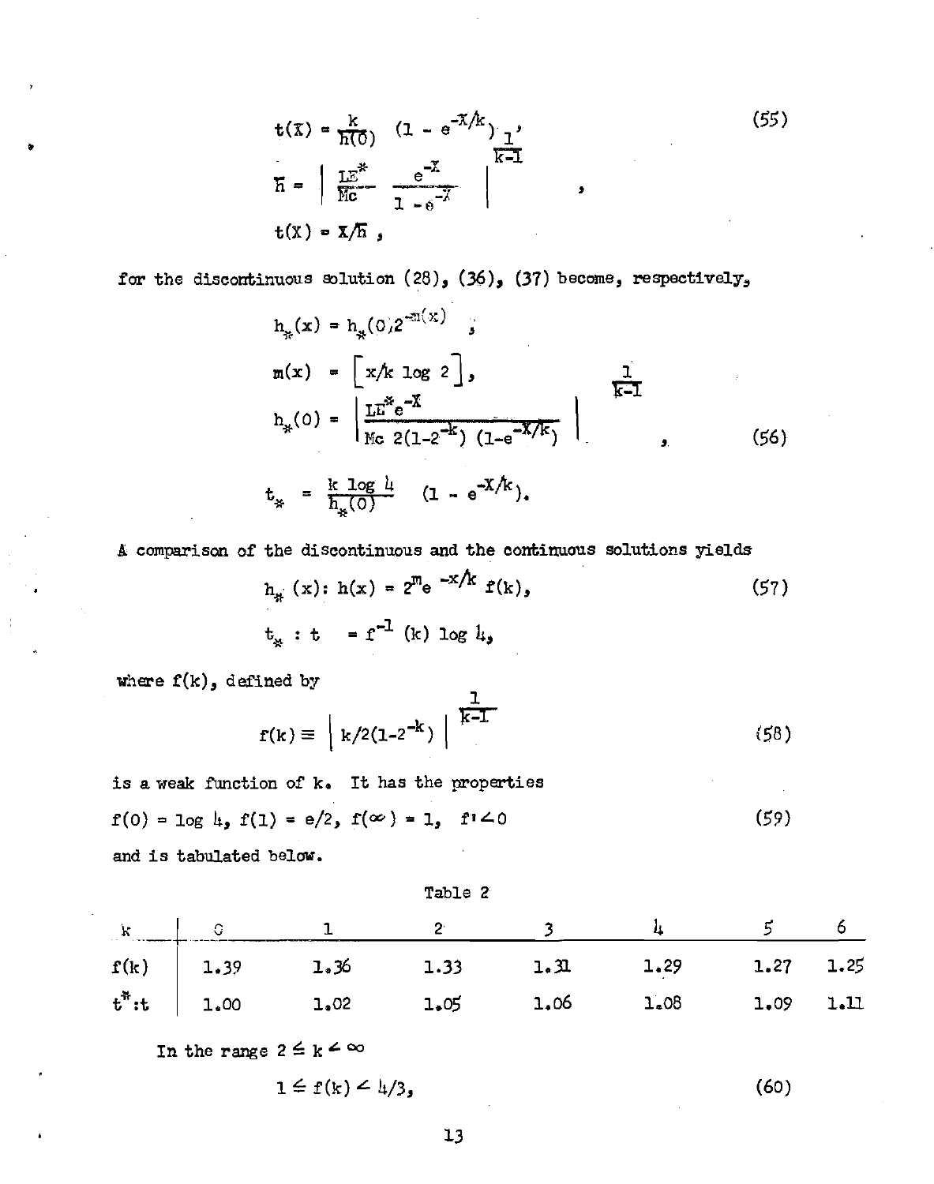$$t(\bar{X}) = \frac{k}{\bar{h}(0)} \quad (1 - e^{-\bar{X}/k})_{\frac{1}{k-1}}, \tag{55}$$

$$\bar{h} = \left| \frac{LE^*}{Mc} \quad \frac{e^{-X}}{1 - e^{-X}} \right| ,$$

$$t(X) = X/\bar{h} \,,$$

for the discontinuous solution (28), (36), (37) become, respectively,

$$h_*(x) = h_*(0)2^{-m(x)} \;;$$

$$m(x) = \left[ x/k \log 2 \right],$$

$$h_*(0) = \left| \frac{LE^* e^{-X}}{Mc\ 2(1-2^{-k})\ (1-e^{-X/k})} \right|^{\frac{1}{k-1}} , \tag{56}$$

$$t_* = \frac{k \log 4}{h_*(0)} \quad (1 - e^{-X/k}).$$

A comparison of the discontinuous and the continuous solutions yields

$$h_*(x) : h(x) = 2^m e^{-x/k} f(k), \tag{57}$$

$$t_* : t = f^{-1}(k) \log 4,$$

where $f(k)$, defined by

$$f(k) \equiv \left| k/2(1-2^{-k}) \right|^{\frac{1}{k-1}} \tag{58}$$

is a weak function of k. It has the properties

$$f(0) = \log 4, \; f(1) = e/2, \; f(\infty) = 1, \;\; f' < 0 \tag{59}$$

and is tabulated below.

Table 2

| k | 0 | 1 | 2 | 3 | 4 | 5 | 6 |
|---|---|---|---|---|---|---|---|
| $f(k)$ | 1.39 | 1.36 | 1.33 | 1.31 | 1.29 | 1.27 | 1.25 |
| $t^*:t$ | 1.00 | 1.02 | 1.05 | 1.06 | 1.08 | 1.09 | 1.11 |

In the range $2 \leq k < \infty$

$$1 \leq f(k) < 4/3, \tag{60}$$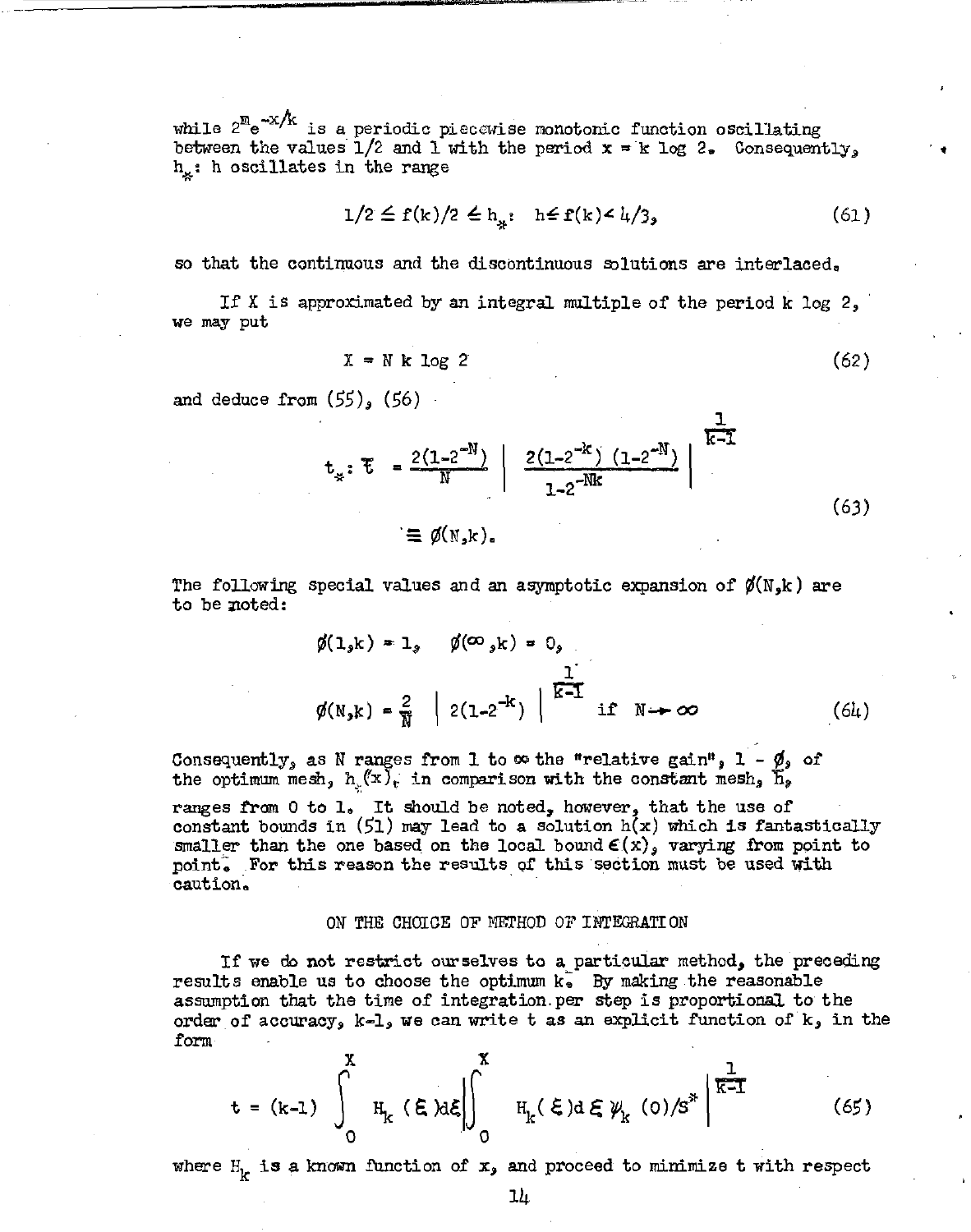while $2^m e^{-x/k}$ is a periodic piecewise monotonic function oscillating between the values 1/2 and 1 with the period $x = k \log 2$. Consequently, $h_*: h$ oscillates in the range

$$1/2 \leq f(k)/2 \leq h_*: \; h \leq f(k) < 4/3, \tag{61}$$

so that the continuous and the discontinuous solutions are interlaced.

If X is approximated by an integral multiple of the period k log 2, we may put

$$X = N \, k \log 2 \tag{62}$$

and deduce from (55), (56)

$$t_*: \bar{t} = \frac{2(1-2^{-N})}{N} \left| \frac{2(1-2^{-k})\,(1-2^{-N})}{1-2^{-Nk}} \right|^{\frac{1}{k-1}} \equiv \phi(N,k). \tag{63}$$

The following special values and an asymptotic expansion of $\phi(N,k)$ are to be noted:

$$\phi(1,k) = 1, \quad \phi(\infty,k) = 0,$$

$$\phi(N,k) = \frac{2}{N} \left| 2(1-2^{-k}) \right|^{\frac{1}{k-1}} \quad \text{if} \quad N \to \infty \tag{64}$$

Consequently, as N ranges from 1 to ∞ the "relative gain", $1 - \phi$, of the optimum mesh, $h_*(x)$, in comparison with the constant mesh, $\bar{h}$, ranges from 0 to 1. It should be noted, however, that the use of constant bounds in (51) may lead to a solution h(x) which is fantastically smaller than the one based on the local bound $\epsilon(x)$, varying from point to point. For this reason the results of this section must be used with caution.

## ON THE CHOICE OF METHOD OF INTEGRATION

If we do not restrict ourselves to a particular method, the preceding results enable us to choose the optimum k. By making the reasonable assumption that the time of integration per step is proportional to the order of accuracy, k-1, we can write t as an explicit function of k, in the form

$$t = (k-1) \int_0^X H_k(\xi)d\xi \left| \int_0^X H_k(\xi)d\xi \, \psi_k(0)/S^* \right|^{\frac{1}{k-1}} \tag{65}$$

where $H_k$ is a known function of x, and proceed to minimize t with respect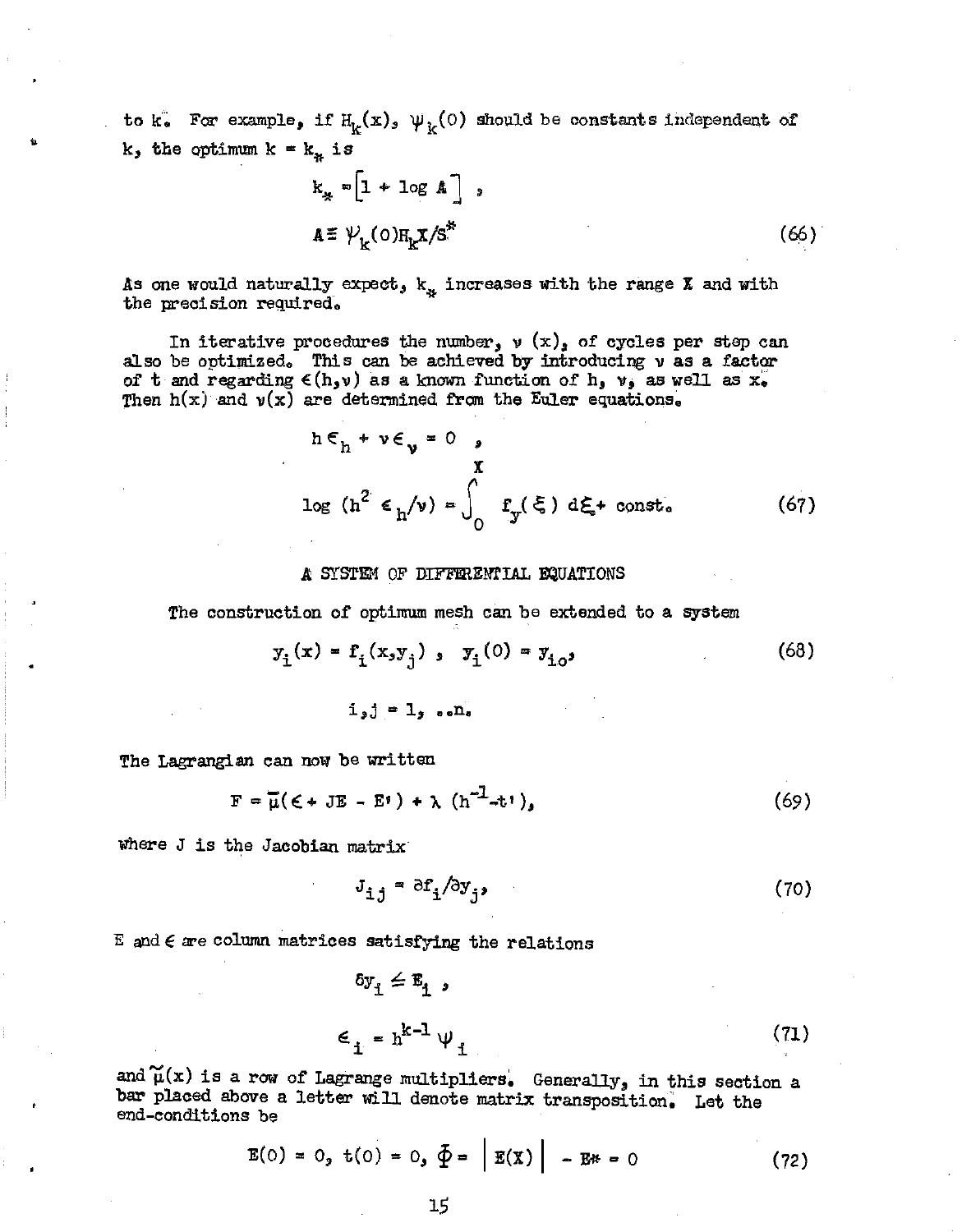to k. For example, if $H_k(x)$, $\psi_k(0)$ should be constants independent of k, the optimum $k = k_*$ is

$$k_* = \left[1 + \log A\right] ,$$

$$A \equiv \psi_k(0) H_k X / S^* \tag{66}$$

As one would naturally expect, $k_*$ increases with the range X and with the precision required.

In iterative procedures the number, $\nu(x)$, of cycles per step can also be optimized. This can be achieved by introducing $\nu$ as a factor of t and regarding $\epsilon(h,\nu)$ as a known function of h, $\nu$, as well as x. Then h(x) and $\nu(x)$ are determined from the Euler equations.

$$h\epsilon_h + \nu\epsilon_\nu = 0 \quad ,$$

$$\log\,(h^2 \epsilon_h/\nu) = \int_0^X f_y(\xi)\, d\xi + \text{const.} \tag{67}$$

## A SYSTEM OF DIFFERENTIAL EQUATIONS

The construction of optimum mesh can be extended to a system

$$y_i(x) = f_i(x, y_j) \; , \quad y_i(0) = y_{io}, \tag{68}$$

$$i, j = 1, \ldots n.$$

The Lagrangian can now be written

$$F = \bar{\mu}(\epsilon + JE - E') + \lambda\,(h^{-1} - t'), \tag{69}$$

where J is the Jacobian matrix

$$J_{ij} = \partial f_i / \partial y_j, \tag{70}$$

E and $\epsilon$ are column matrices satisfying the relations

$$\delta y_i \leqq E_i \; ,$$

$$\epsilon_i = h^{k-1}\,\psi_i \tag{71}$$

and $\tilde{\mu}(x)$ is a row of Lagrange multipliers. Generally, in this section a bar placed above a letter will denote matrix transposition. Let the end-conditions be

$$E(0) = 0, \; t(0) = 0, \; \Phi = \left| E(X) \right| - E^* = 0 \tag{72}$$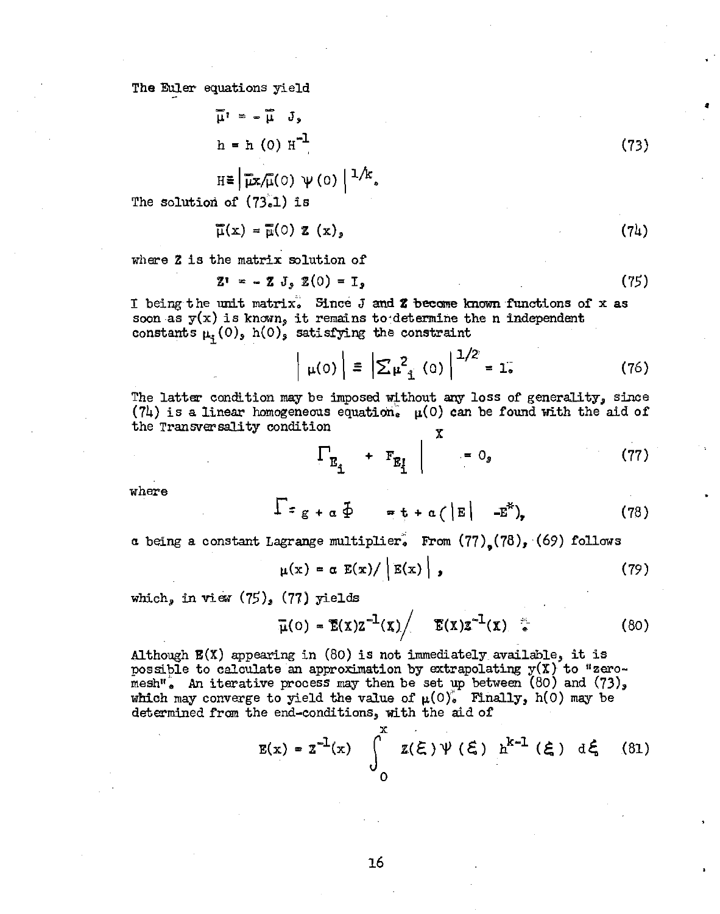The Euler equations yield

$$\bar{\mu}' = -\bar{\mu} \; J,$$

$$h = h\,(0)\, H^{-1} \tag{73}$$

$$H \equiv \left| \bar{\mu}x/\bar{\mu}(0) \;\psi\,(0) \right|^{1/k}.$$

The solution of (73.1) is

$$\bar{\mu}(x) = \bar{\mu}(0)\; Z\,(x), \tag{74}$$

where $Z$ is the matrix solution of

$$Z' = -Z\, J,\; Z(0) = I, \tag{75}$$

I being the unit matrix. Since J and Z become known functions of x as soon as y(x) is known, it remains to determine the n independent constants $\mu_i(0)$, $h(0)$, satisfying the constraint

$$\left| \mu(0) \right| \equiv \left| \sum \mu^2_{\,i}\;(0) \right|^{1/2} = 1. \tag{76}$$

The latter condition may be imposed without any loss of generality, since (74) is a linear homogeneous equation. $\mu(0)$ can be found with the aid of the Transversality condition

$$\Gamma_{E_i} + F_{E_i'} \Big|^{X} = 0, \tag{77}$$

where

$$\Gamma = g + \alpha\, \Phi \quad = t + \alpha\left( |E| \;\; - E^{*} \right), \tag{78}$$

$\alpha$ being a constant Lagrange multiplier. From (77),(78), (69) follows

$$\mu(x) = \alpha\; E(x)/\left| E(x) \right|, \tag{79}$$

which, in view (75), (77) yields

$$\bar{\mu}(0) = \bar{E}(X)Z^{-1}(X) \Big/ \left| \bar{E}(X)Z^{-1}(X) \right|. \tag{80}$$

Although $E(X)$ appearing in (80) is not immediately available, it is possible to calculate an approximation by extrapolating $y(X)$ to "zero-mesh". An iterative process may then be set up between (80) and (73), which may converge to yield the value of $\mu(0)$. Finally, $h(0)$ may be determined from the end-conditions, with the aid of

$$E(x) = Z^{-1}(x) \int_0^x Z(\xi)\, \psi\,(\xi)\; h^{k-1}\,(\xi)\; d\xi \tag{81}$$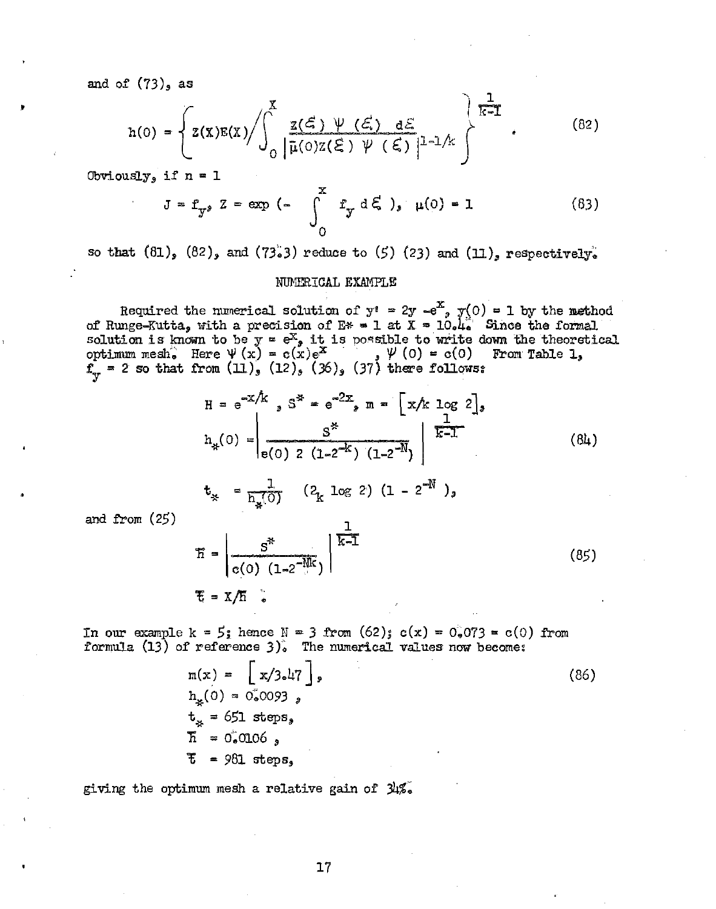and of (73), as

$$h(0) = \left\{ Z(X)E(X) \Bigg/ \int_0^X \frac{Z(\xi)\ \Psi\ (\xi)\ d\xi}{\left|\bar{\mu}(0)Z(\xi)\ \Psi\ (\xi)\right|^{1-1/k}} \right\}^{\frac{1}{k-1}} \tag{82}$$

Obviously, if n = 1

$$J = f_y,\ Z = \exp\left(-\int_0^x f_y\, d\xi\right),\ \mu(0) = 1 \tag{83}$$

so that (81), (82), and (73.3) reduce to (5) (23) and (11), respectively.

## NUMERICAL EXAMPLE

Required the numerical solution of $y' = 2y - e^x$, $y(0) = 1$ by the method of Runge-Kutta, with a precision of $E* = 1$ at $X = 10.4$. Since the formal solution is known to be $y = e^x$, it is possible to write down the theoretical optimum mesh. Here $\Psi(x) = c(x)e^x$ , $\Psi(0) = c(0)$ From Table 1, $f_y = 2$ so that from (11), (12), (36), (37) there follows:

$$H = e^{-x/k},\ S^* = e^{-2x},\ m = \left[x/k \log 2\right],$$

$$h_*(0) = \left| \frac{S^*}{e(0)\ 2\ (1-2^{-k})\ (1-2^{-N})} \right|^{\frac{1}{k-1}} \tag{84}$$

$$t_* = \frac{1}{h_*(0)}\ \ (2_k \log 2)\ (1 - 2^{-N}),$$

and from (25)

$$\bar{h} = \left| \frac{S^*}{c(0)\ (1-2^{-Nk})} \right|^{\frac{1}{k-1}} \tag{85}$$

$$\bar{t} = X/\bar{h}$$

In our example k = 5; hence N = 3 from (62); c(x) = 0.073 = c(0) from formula (13) of reference 3). The numerical values now become:

$$\begin{aligned} m(x) &= \left[x/3.47\right], \\ h_*(0) &= 0.0093\ , \\ t_* &= 651 \text{ steps}, \\ \bar{h} &= 0.0106\ , \\ \bar{t} &= 981 \text{ steps}, \end{aligned} \tag{86}$$

giving the optimum mesh a relative gain of 34%.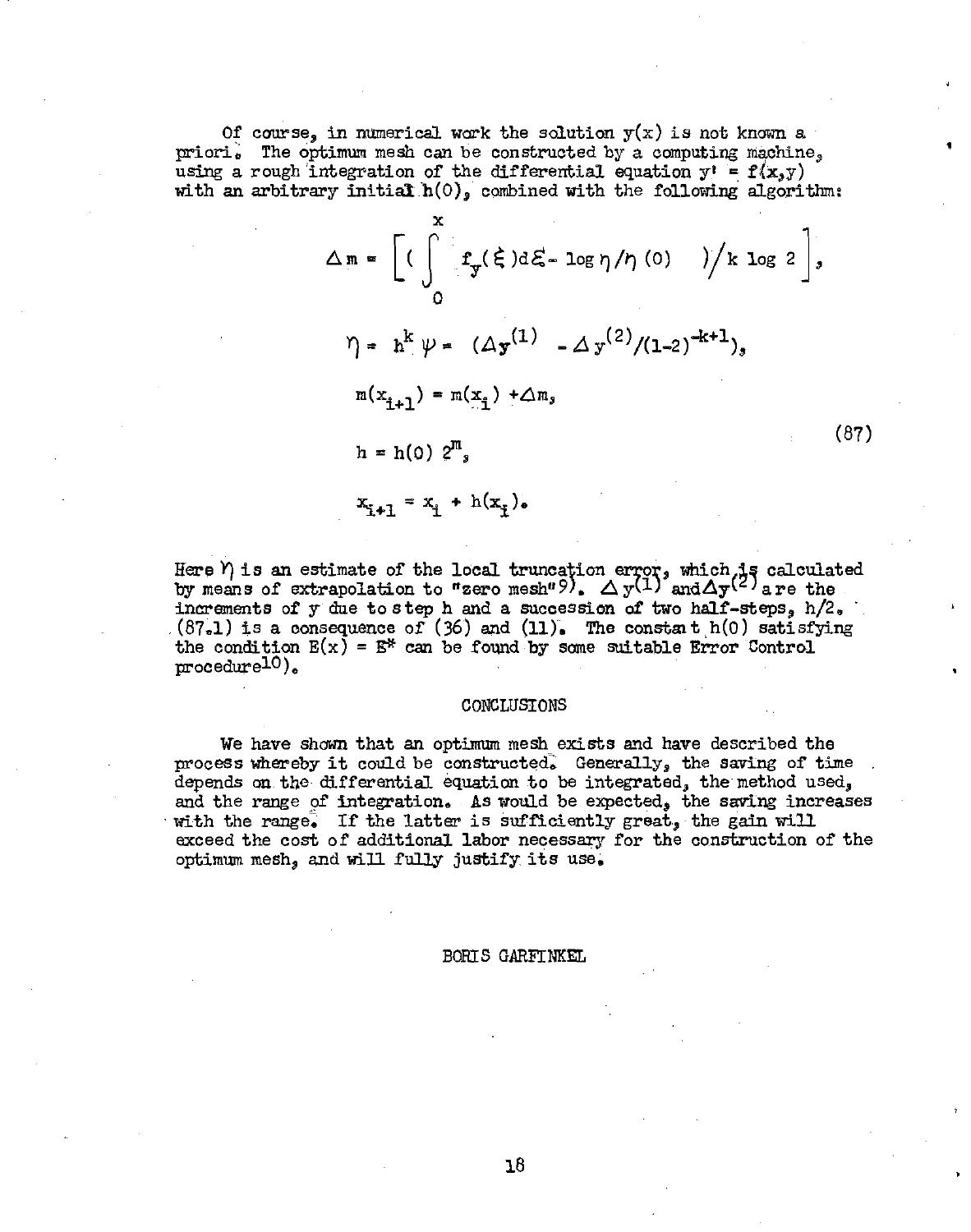Of course, in numerical work the solution $y(x)$ is not known a priori. The optimum mesh can be constructed by a computing machine, using a rough integration of the differential equation $y' = f(x,y)$ with an arbitrary initial $h(0)$, combined with the following algorithm:

$$
\begin{aligned}
\Delta m &= \left[ \left( \int_0^x f_y(\xi)\,d\xi - \log \eta/\eta(0) \quad \right) \Big/ k \log 2 \right], \\
\eta &= h^k \psi = \left( \Delta y^{(1)} - \Delta y^{(2)}/(1-2)^{-k+1} \right), \\
m(x_{i+1}) &= m(x_i) + \Delta m, \\
h &= h(0)\, 2^m, \\
x_{i+1} &= x_i + h(x_i).
\end{aligned}
\tag{87}
$$

Here $\eta$ is an estimate of the local truncation error, which is calculated by means of extrapolation to "zero mesh"[9]. $\Delta y^{(1)}$ and $\Delta y^{(2)}$ are the increments of $y$ due to step $h$ and a succession of two half-steps, $h/2$. (87.1) is a consequence of (36) and (11). The constant $h(0)$ satisfying the condition $E(x) = E^*$ can be found by some suitable Error Control procedure[10].

## CONCLUSIONS

We have shown that an optimum mesh exists and have described the process whereby it could be constructed. Generally, the saving of time depends on the differential equation to be integrated, the method used, and the range of integration. As would be expected, the saving increases with the range. If the latter is sufficiently great, the gain will exceed the cost of additional labor necessary for the construction of the optimum mesh, and will fully justify its use.

BORIS GARFINKEL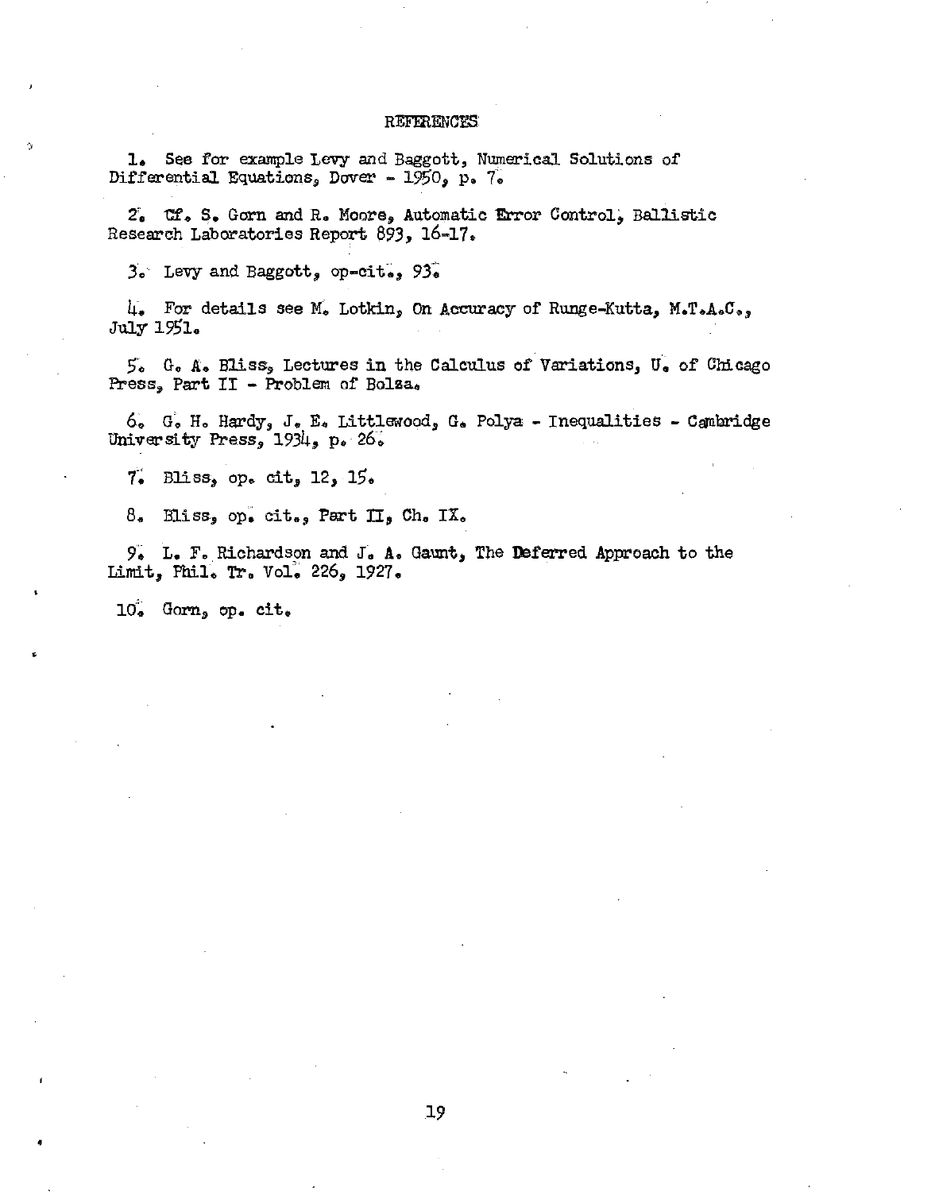## REFERENCES

1. See for example Levy and Baggott, Numerical Solutions of Differential Equations, Dover - 1950, p. 7.

2. Cf. S. Gorn and R. Moore, Automatic Error Control, Ballistic Research Laboratories Report 893, 16-17.

3. Levy and Baggott, op-cit., 93.

4. For details see M. Lotkin, On Accuracy of Runge-Kutta, M.T.A.C., July 1951.

5. G. A. Bliss, Lectures in the Calculus of Variations, U. of Chicago Press, Part II - Problem of Bolza.

6. G. H. Hardy, J. E. Littlewood, G. Polya - Inequalities - Cambridge University Press, 1934, p. 26.

7. Bliss, op. cit, 12, 15.

8. Bliss, op. cit., Part II, Ch. IX.

9. L. F. Richardson and J. A. Gaunt, The Deferred Approach to the Limit, Phil. Tr. Vol. 226, 1927.

10. Gorn, op. cit.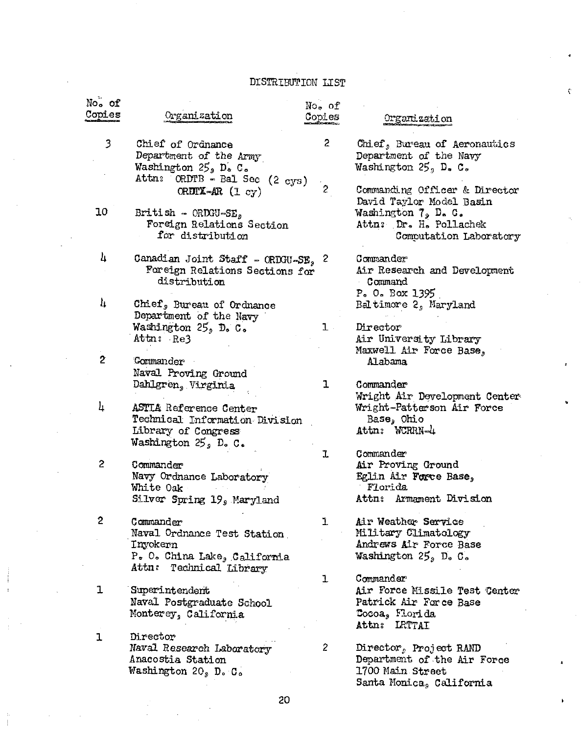# DISTRIBUTION LIST

| No. of Copies | Organization |
|---|---|
| 3 | Chief of Ordnance<br>Department of the Army<br>Washington 25, D. C.<br>Attn: ORDTB - Bal Sec (2 cys)<br>ORDTX-AR (1 cy) |
| 10 | British - ORDGU-SE,<br>Foreign Relations Section<br>for distribution |
| 4 | Canadian Joint Staff - ORDGU-SE,<br>Foreign Relations Sections for<br>distribution |
| 4 | Chief, Bureau of Ordnance<br>Department of the Navy<br>Washington 25, D. C.<br>Attn: Re3 |
| 2 | Commander<br>Naval Proving Ground<br>Dahlgren, Virginia |
| 4 | ASTIA Reference Center<br>Technical Information Division<br>Library of Congress<br>Washington 25, D. C. |
| 2 | Commander<br>Navy Ordnance Laboratory<br>White Oak<br>Silver Spring 19, Maryland |
| 2 | Commander<br>Naval Ordnance Test Station<br>Inyokern<br>P. O. China Lake, California<br>Attn: Technical Library |
| 1 | Superintendent<br>Naval Postgraduate School<br>Monterey, California |
| 1 | Director<br>Naval Research Laboratory<br>Anacostia Station<br>Washington 20, D. C. |
| 2 | Chief, Bureau of Aeronautics<br>Department of the Navy<br>Washington 25, D. C. |
| 2 | Commanding Officer & Director<br>David Taylor Model Basin<br>Washington 7, D. C.<br>Attn: Dr. H. Pollachek<br>Computation Laboratory |
| 2 | Commander<br>Air Research and Development<br>Command<br>P. O. Box 1395<br>Baltimore 2, Maryland |
| 1 | Director<br>Air University Library<br>Maxwell Air Force Base,<br>Alabama |
| 1 | Commander<br>Wright Air Development Center<br>Wright-Patterson Air Force<br>Base, Ohio<br>Attn: WCRRN-4 |
| 1 | Commander<br>Air Proving Ground<br>Eglin Air Force Base,<br>Florida<br>Attn: Armament Division |
| 1 | Air Weather Service<br>Military Climatology<br>Andrews Air Force Base<br>Washington 25, D. C. |
| 1 | Commander<br>Air Force Missile Test Center<br>Patrick Air Force Base<br>Cocoa, Florida<br>Attn: LRTTAI |
| 2 | Director, Project RAND<br>Department of the Air Force<br>1700 Main Street<br>Santa Monica, California |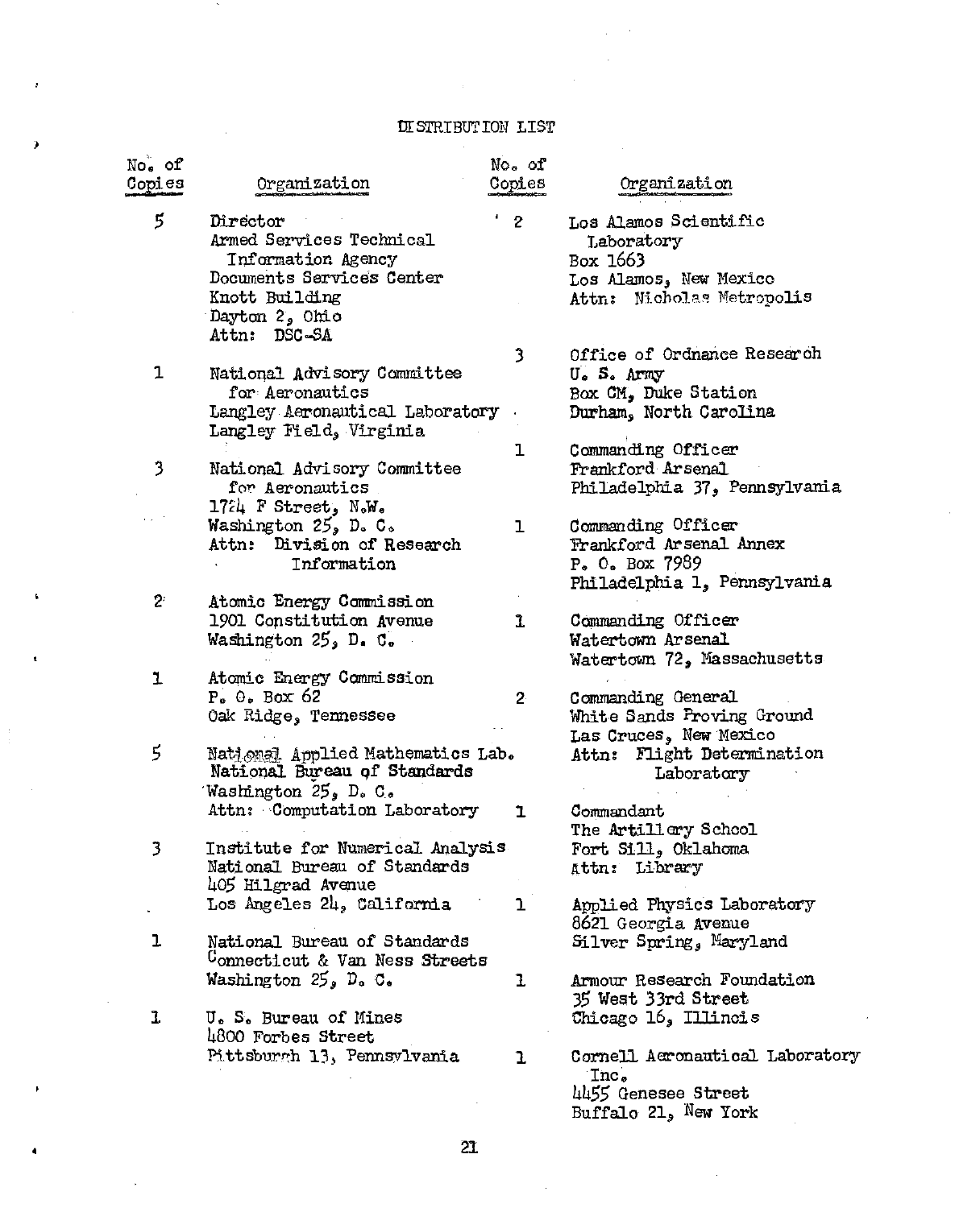# DISTRIBUTION LIST

| No. of Copies | Organization |
|---|---|
| 5 | Director<br>Armed Services Technical Information Agency<br>Documents Services Center<br>Knott Building<br>Dayton 2, Ohio<br>Attn: DSC-SA |
| 1 | National Advisory Committee for Aeronautics<br>Langley Aeronautical Laboratory<br>Langley Field, Virginia |
| 3 | National Advisory Committee for Aeronautics<br>1724 F Street, N.W.<br>Washington 25, D. C.<br>Attn: Division of Research Information |
| 2 | Atomic Energy Commission<br>1901 Constitution Avenue<br>Washington 25, D. C. |
| 1 | Atomic Energy Commission<br>P. O. Box 62<br>Oak Ridge, Tennessee |
| 5 | National Applied Mathematics Lab.<br>National Bureau of Standards<br>Washington 25, D. C.<br>Attn: Computation Laboratory |
| 3 | Institute for Numerical Analysis<br>National Bureau of Standards<br>405 Hilgrad Avenue<br>Los Angeles 24, California |
| 1 | National Bureau of Standards<br>Connecticut & Van Ness Streets<br>Washington 25, D. C. |
| 1 | U. S. Bureau of Mines<br>4800 Forbes Street<br>Pittsburgh 13, Pennsylvania |
| 2 | Los Alamos Scientific Laboratory<br>Box 1663<br>Los Alamos, New Mexico<br>Attn: Nicholas Metropolis |
| 3 | Office of Ordnance Research<br>U. S. Army<br>Box CM, Duke Station<br>Durham, North Carolina |
| 1 | Commanding Officer<br>Frankford Arsenal<br>Philadelphia 37, Pennsylvania |
| 1 | Commanding Officer<br>Frankford Arsenal Annex<br>P. O. Box 7989<br>Philadelphia 1, Pennsylvania |
| 1 | Commanding Officer<br>Watertown Arsenal<br>Watertown 72, Massachusetts |
| 2 | Commanding General<br>White Sands Proving Ground<br>Las Cruces, New Mexico<br>Attn: Flight Determination Laboratory |
| 1 | Commandant<br>The Artillery School<br>Fort Sill, Oklahoma<br>Attn: Library |
| 1 | Applied Physics Laboratory<br>8621 Georgia Avenue<br>Silver Spring, Maryland |
| 1 | Armour Research Foundation<br>35 West 33rd Street<br>Chicago 16, Illinois |
| 1 | Cornell Aeronautical Laboratory Inc.<br>4455 Genesee Street<br>Buffalo 21, New York |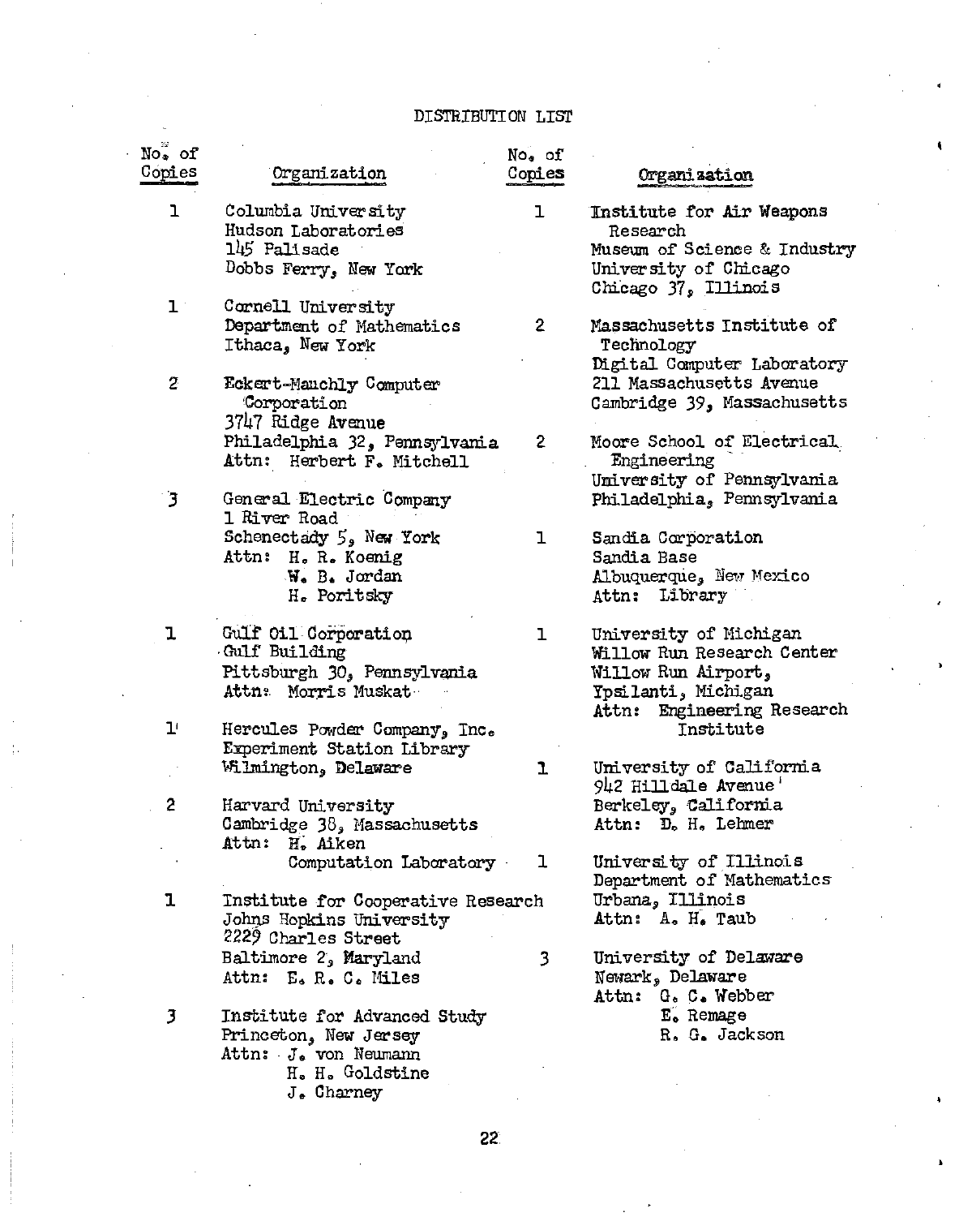# DISTRIBUTION LIST

| No. of Copies | Organization |
|---|---|
| 1 | Columbia University<br>Hudson Laboratories<br>145 Palisade<br>Dobbs Ferry, New York |
| 1 | Cornell University<br>Department of Mathematics<br>Ithaca, New York |
| 2 | Eckert-Mauchly Computer Corporation<br>3747 Ridge Avenue<br>Philadelphia 32, Pennsylvania<br>Attn: Herbert F. Mitchell |
| 3 | General Electric Company<br>1 River Road<br>Schenectady 5, New York<br>Attn: H. R. Koenig<br>W. B. Jordan<br>H. Poritsky |
| 1 | Gulf Oil Corporation<br>Gulf Building<br>Pittsburgh 30, Pennsylvania<br>Attn: Morris Muskat |
| 1 | Hercules Powder Company, Inc.<br>Experiment Station Library<br>Wilmington, Delaware |
| 2 | Harvard University<br>Cambridge 38, Massachusetts<br>Attn: H. Aiken<br>Computation Laboratory |
| 1 | Institute for Cooperative Research<br>Johns Hopkins University<br>2229 Charles Street<br>Baltimore 2, Maryland<br>Attn: E. R. C. Miles |
| 3 | Institute for Advanced Study<br>Princeton, New Jersey<br>Attn: J. von Neumann<br>H. H. Goldstine<br>J. Charney |
| 1 | Institute for Air Weapons Research<br>Museum of Science & Industry<br>University of Chicago<br>Chicago 37, Illinois |
| 2 | Massachusetts Institute of Technology<br>Digital Computer Laboratory<br>211 Massachusetts Avenue<br>Cambridge 39, Massachusetts |
| 2 | Moore School of Electrical Engineering<br>University of Pennsylvania<br>Philadelphia, Pennsylvania |
| 1 | Sandia Corporation<br>Sandia Base<br>Albuquerque, New Mexico<br>Attn: Library |
| 1 | University of Michigan<br>Willow Run Research Center<br>Willow Run Airport,<br>Ypsilanti, Michigan<br>Attn: Engineering Research Institute |
| 1 | University of California<br>942 Hilldale Avenue<br>Berkeley, California<br>Attn: D. H. Lehmer |
| 1 | University of Illinois<br>Department of Mathematics<br>Urbana, Illinois<br>Attn: A. H. Taub |
| 3 | University of Delaware<br>Newark, Delaware<br>Attn: G. C. Webber<br>E. Remage<br>R. G. Jackson |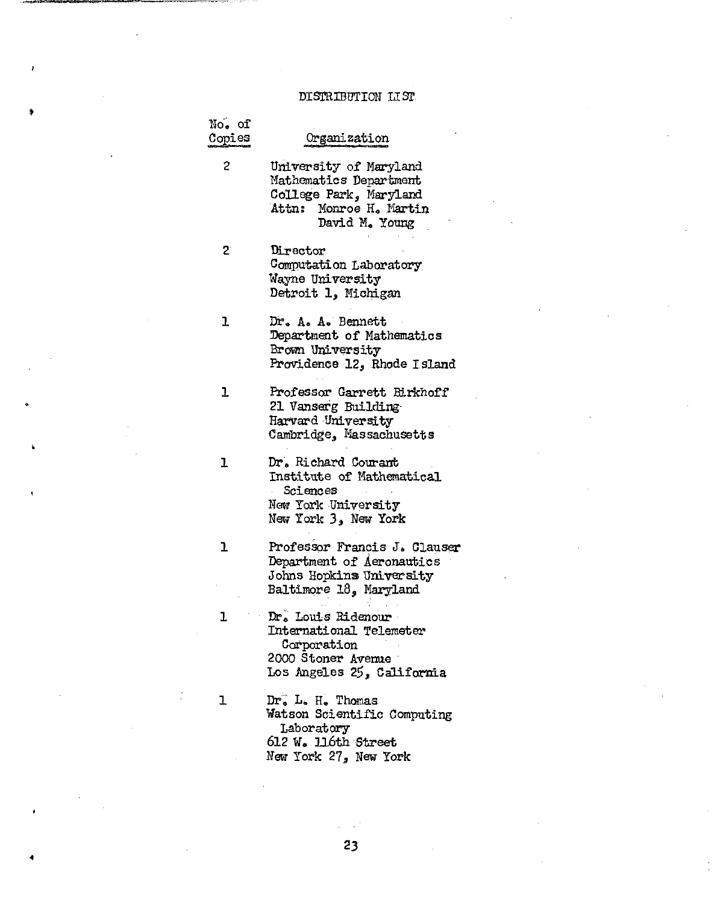## DISTRIBUTION LIST

| No. of Copies | Organization |
|---|---|
| 2 | University of Maryland<br>Mathematics Department<br>College Park, Maryland<br>Attn: Monroe H. Martin<br>David M. Young |
| 2 | Director<br>Computation Laboratory<br>Wayne University<br>Detroit 1, Michigan |
| 1 | Dr. A. A. Bennett<br>Department of Mathematics<br>Brown University<br>Providence 12, Rhode Island |
| 1 | Professor Garrett Birkhoff<br>21 Vanserg Building<br>Harvard University<br>Cambridge, Massachusetts |
| 1 | Dr. Richard Courant<br>Institute of Mathematical Sciences<br>New York University<br>New York 3, New York |
| 1 | Professor Francis J. Clauser<br>Department of Aeronautics<br>Johns Hopkins University<br>Baltimore 18, Maryland |
| 1 | Dr. Louis Ridenour<br>International Telemeter Corporation<br>2000 Stoner Avenue<br>Los Angeles 25, California |
| 1 | Dr. L. H. Thomas<br>Watson Scientific Computing Laboratory<br>612 W. 116th Street<br>New York 27, New York |